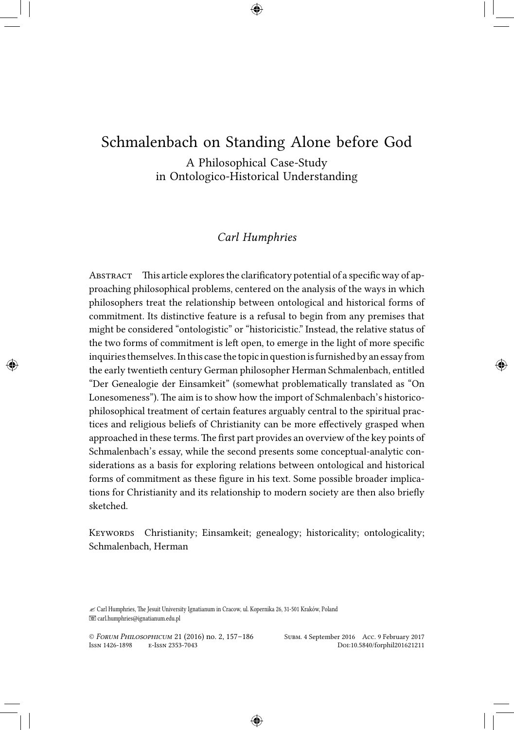# Schmalenbach on Standing Alone before God

## A Philosophical Case-Study in Ontologico-Historical Understanding

*Carl Humphries*

Abstract This article explores the clarificatory potential of a specific way of approaching philosophical problems, centered on the analysis of the ways in which philosophers treat the relationship between ontological and historical forms of commitment. Its distinctive feature is a refusal to begin from any premises that might be considered "ontologistic" or "historicistic." Instead, the relative status of the two forms of commitment is left open, to emerge in the light of more specific inquiries themselves. In this case the topic in question is furnished by an essay from the early twentieth century German philosopher Herman Schmalenbach, entitled "Der Genealogie der Einsamkeit" (somewhat problematically translated as "On Lonesomeness"). The aim is to show how the import of Schmalenbach's historico-philosophical treatment of certain features arguably central to the spiritual practices and religious beliefs of Christianity can be more effectively grasped when approached in these terms. The first part provides an overview of the key points of Schmalenbach's essay, while the second presents some conceptual-analytic considerations as a basis for exploring relations between ontological and historical forms of commitment as these figure in his text. Some possible broader implications for Christianity and its relationship to modern society are then also briefly sketched.

Keywords Christianity; Einsamkeit; genealogy; historicality; ontologicality; Schmalenbach, Herman

✍ Carl Humphries, The Jesuit University Ignatianum in Cracow, ul. Kopernika 26, 31-501 Kraków, Poland
carl.humphries@ignatianum.edu.pl

© *Forum Philosophicum* 21 (2016) no. 2, 157–186 Subm. 4 September 2016 Acc. 9 February 2017
Issn 1426-1898 e-Issn 2353-7043 Doi:10.5840/forphil201621211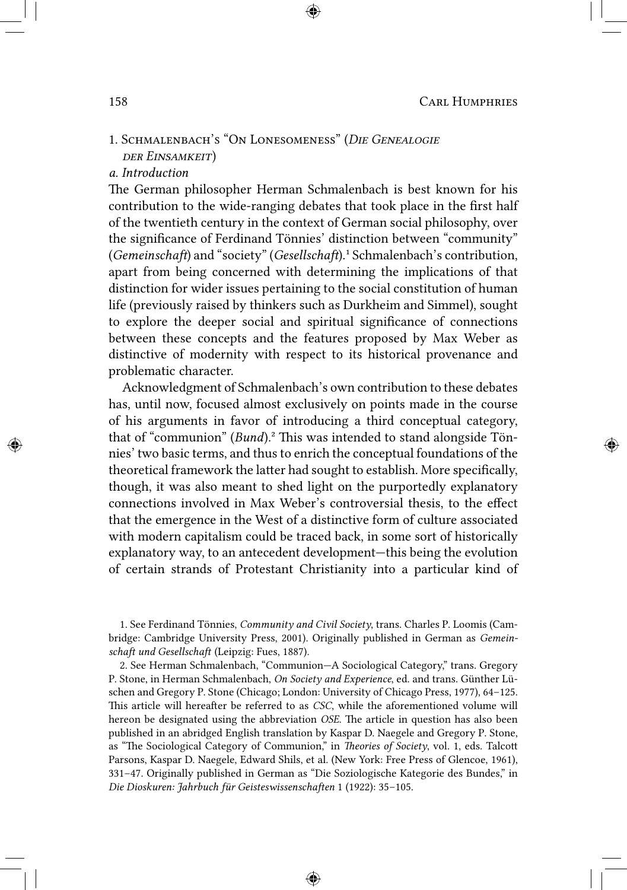## 1. Schmalenbach's "On Lonesomeness" (*Die Genealogie der Einsamkeit*)

### *a. Introduction*

The German philosopher Herman Schmalenbach is best known for his contribution to the wide-ranging debates that took place in the first half of the twentieth century in the context of German social philosophy, over the significance of Ferdinand Tönnies' distinction between "community" (*Gemeinschaft*) and "society" (*Gesellschaft*).[1] Schmalenbach's contribution, apart from being concerned with determining the implications of that distinction for wider issues pertaining to the social constitution of human life (previously raised by thinkers such as Durkheim and Simmel), sought to explore the deeper social and spiritual significance of connections between these concepts and the features proposed by Max Weber as distinctive of modernity with respect to its historical provenance and problematic character.

Acknowledgment of Schmalenbach's own contribution to these debates has, until now, focused almost exclusively on points made in the course of his arguments in favor of introducing a third conceptual category, that of "communion" (*Bund*).[2] This was intended to stand alongside Tönnies' two basic terms, and thus to enrich the conceptual foundations of the theoretical framework the latter had sought to establish. More specifically, though, it was also meant to shed light on the purportedly explanatory connections involved in Max Weber's controversial thesis, to the effect that the emergence in the West of a distinctive form of culture associated with modern capitalism could be traced back, in some sort of historically explanatory way, to an antecedent development—this being the evolution of certain strands of Protestant Christianity into a particular kind of

1. See Ferdinand Tönnies, *Community and Civil Society*, trans. Charles P. Loomis (Cambridge: Cambridge University Press, 2001). Originally published in German as *Gemeinschaft und Gesellschaft* (Leipzig: Fues, 1887).

2. See Herman Schmalenbach, "Communion—A Sociological Category," trans. Gregory P. Stone, in Herman Schmalenbach, *On Society and Experience*, ed. and trans. Günther Lüschen and Gregory P. Stone (Chicago; London: University of Chicago Press, 1977), 64–125. This article will hereafter be referred to as *CSC*, while the aforementioned volume will hereon be designated using the abbreviation *OSE*. The article in question has also been published in an abridged English translation by Kaspar D. Naegele and Gregory P. Stone, as "The Sociological Category of Communion," in *Theories of Society*, vol. 1, eds. Talcott Parsons, Kaspar D. Naegele, Edward Shils, et al. (New York: Free Press of Glencoe, 1961), 331–47. Originally published in German as "Die Soziologische Kategorie des Bundes," in *Die Dioskuren: Jahrbuch für Geisteswissenschaften* 1 (1922): 35–105.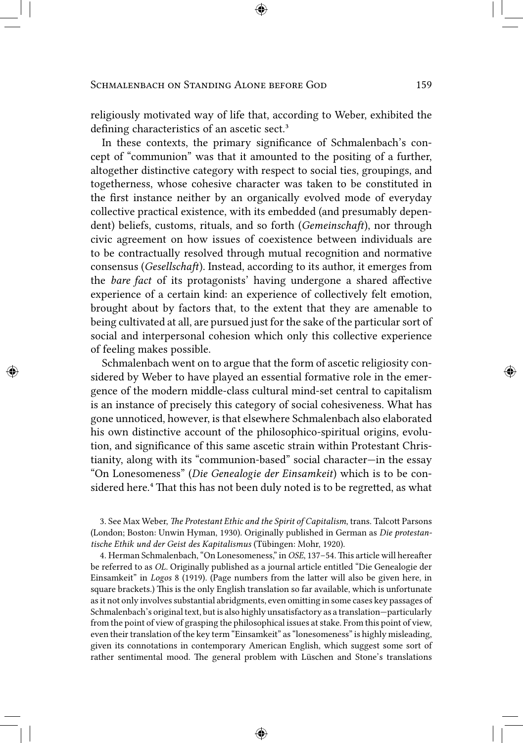religiously motivated way of life that, according to Weber, exhibited the defining characteristics of an ascetic sect.[3]

In these contexts, the primary significance of Schmalenbach's concept of "communion" was that it amounted to the positing of a further, altogether distinctive category with respect to social ties, groupings, and togetherness, whose cohesive character was taken to be constituted in the first instance neither by an organically evolved mode of everyday collective practical existence, with its embedded (and presumably dependent) beliefs, customs, rituals, and so forth (*Gemeinschaft*), nor through civic agreement on how issues of coexistence between individuals are to be contractually resolved through mutual recognition and normative consensus (*Gesellschaft*). Instead, according to its author, it emerges from the *bare fact* of its protagonists' having undergone a shared affective experience of a certain kind: an experience of collectively felt emotion, brought about by factors that, to the extent that they are amenable to being cultivated at all, are pursued just for the sake of the particular sort of social and interpersonal cohesion which only this collective experience of feeling makes possible.

Schmalenbach went on to argue that the form of ascetic religiosity considered by Weber to have played an essential formative role in the emergence of the modern middle-class cultural mind-set central to capitalism is an instance of precisely this category of social cohesiveness. What has gone unnoticed, however, is that elsewhere Schmalenbach also elaborated his own distinctive account of the philosophico-spiritual origins, evolution, and significance of this same ascetic strain within Protestant Christianity, along with its "communion-based" social character—in the essay "On Lonesomeness" (*Die Genealogie der Einsamkeit*) which is to be considered here.[4] That this has not been duly noted is to be regretted, as what

3. See Max Weber, *The Protestant Ethic and the Spirit of Capitalism*, trans. Talcott Parsons (London; Boston: Unwin Hyman, 1930). Originally published in German as *Die protestantische Ethik und der Geist des Kapitalismus* (Tübingen: Mohr, 1920).

4. Herman Schmalenbach, "On Lonesomeness," in *OSE*, 137–54. This article will hereafter be referred to as *OL*. Originally published as a journal article entitled "Die Genealogie der Einsamkeit" in *Logos* 8 (1919). (Page numbers from the latter will also be given here, in square brackets.) This is the only English translation so far available, which is unfortunate as it not only involves substantial abridgments, even omitting in some cases key passages of Schmalenbach's original text, but is also highly unsatisfactory as a translation—particularly from the point of view of grasping the philosophical issues at stake. From this point of view, even their translation of the key term "Einsamkeit" as "lonesomeness" is highly misleading, given its connotations in contemporary American English, which suggest some sort of rather sentimental mood. The general problem with Lüschen and Stone's translations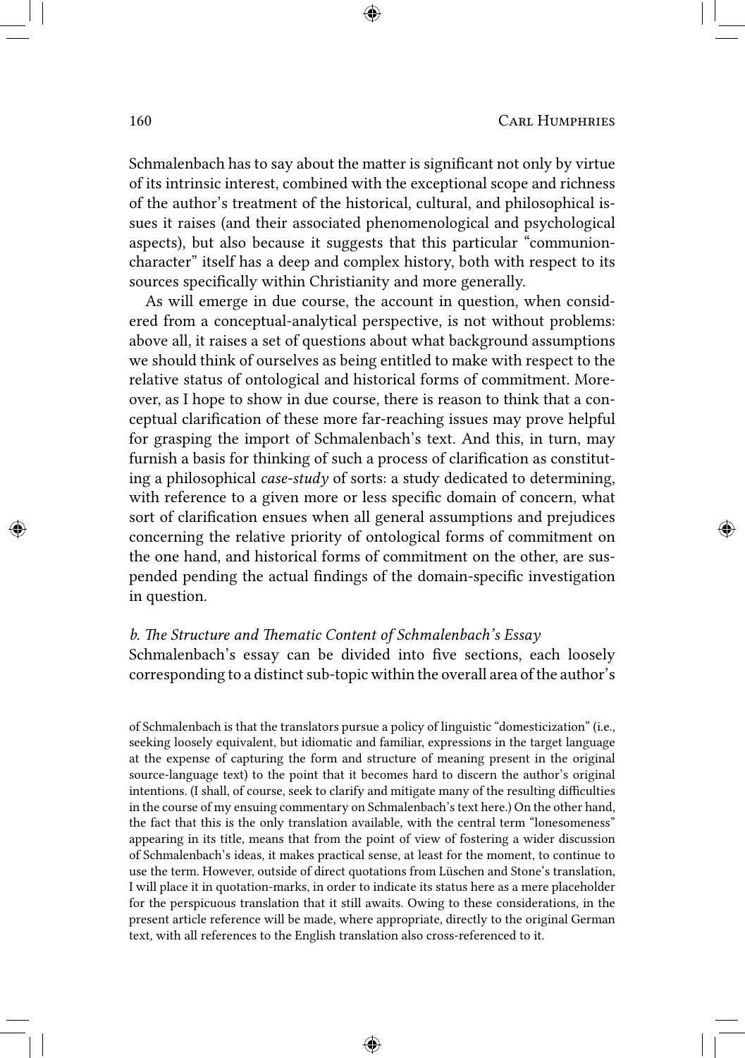Schmalenbach has to say about the matter is significant not only by virtue of its intrinsic interest, combined with the exceptional scope and richness of the author's treatment of the historical, cultural, and philosophical issues it raises (and their associated phenomenological and psychological aspects), but also because it suggests that this particular "communion-character" itself has a deep and complex history, both with respect to its sources specifically within Christianity and more generally.

As will emerge in due course, the account in question, when considered from a conceptual-analytical perspective, is not without problems: above all, it raises a set of questions about what background assumptions we should think of ourselves as being entitled to make with respect to the relative status of ontological and historical forms of commitment. Moreover, as I hope to show in due course, there is reason to think that a conceptual clarification of these more far-reaching issues may prove helpful for grasping the import of Schmalenbach's text. And this, in turn, may furnish a basis for thinking of such a process of clarification as constituting a philosophical *case-study* of sorts: a study dedicated to determining, with reference to a given more or less specific domain of concern, what sort of clarification ensues when all general assumptions and prejudices concerning the relative priority of ontological forms of commitment on the one hand, and historical forms of commitment on the other, are suspended pending the actual findings of the domain-specific investigation in question.

### *b. The Structure and Thematic Content of Schmalenbach's Essay*

Schmalenbach's essay can be divided into five sections, each loosely corresponding to a distinct sub-topic within the overall area of the author's

of Schmalenbach is that the translators pursue a policy of linguistic "domesticization" (i.e., seeking loosely equivalent, but idiomatic and familiar, expressions in the target language at the expense of capturing the form and structure of meaning present in the original source-language text) to the point that it becomes hard to discern the author's original intentions. (I shall, of course, seek to clarify and mitigate many of the resulting difficulties in the course of my ensuing commentary on Schmalenbach's text here.) On the other hand, the fact that this is the only translation available, with the central term "lonesomeness" appearing in its title, means that from the point of view of fostering a wider discussion of Schmalenbach's ideas, it makes practical sense, at least for the moment, to continue to use the term. However, outside of direct quotations from Lüschen and Stone's translation, I will place it in quotation-marks, in order to indicate its status here as a mere placeholder for the perspicuous translation that it still awaits. Owing to these considerations, in the present article reference will be made, where appropriate, directly to the original German text, with all references to the English translation also cross-referenced to it.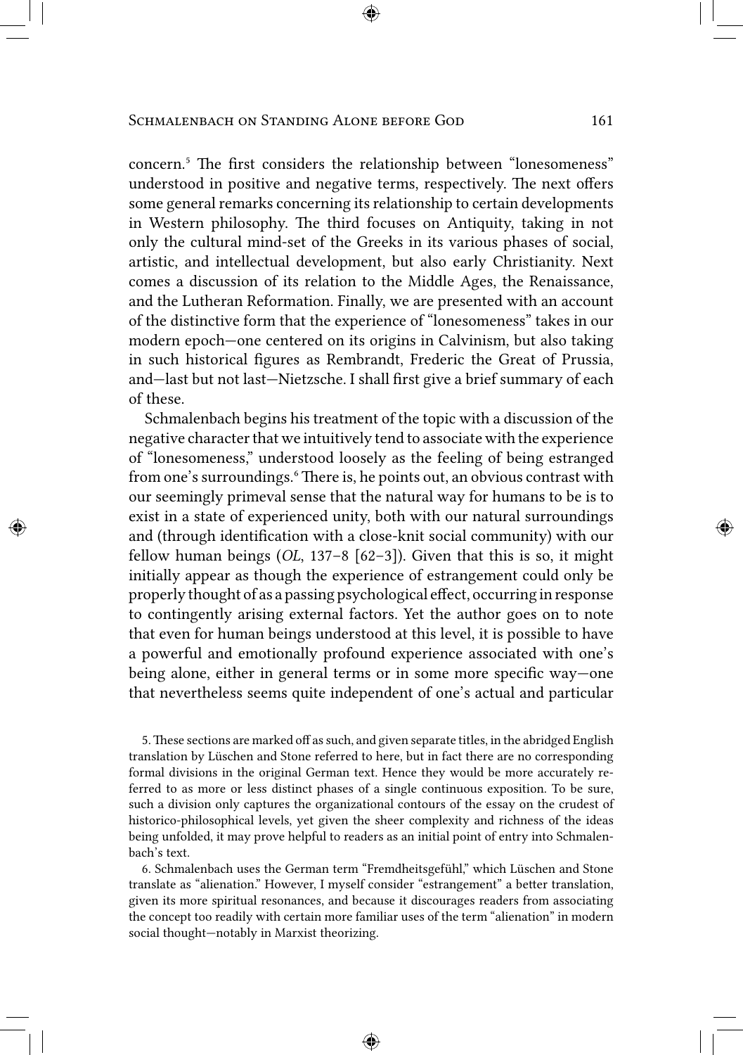concern.[5] The first considers the relationship between "lonesomeness" understood in positive and negative terms, respectively. The next offers some general remarks concerning its relationship to certain developments in Western philosophy. The third focuses on Antiquity, taking in not only the cultural mind-set of the Greeks in its various phases of social, artistic, and intellectual development, but also early Christianity. Next comes a discussion of its relation to the Middle Ages, the Renaissance, and the Lutheran Reformation. Finally, we are presented with an account of the distinctive form that the experience of "lonesomeness" takes in our modern epoch—one centered on its origins in Calvinism, but also taking in such historical figures as Rembrandt, Frederic the Great of Prussia, and—last but not last—Nietzsche. I shall first give a brief summary of each of these.

Schmalenbach begins his treatment of the topic with a discussion of the negative character that we intuitively tend to associate with the experience of "lonesomeness," understood loosely as the feeling of being estranged from one's surroundings.[6] There is, he points out, an obvious contrast with our seemingly primeval sense that the natural way for humans to be is to exist in a state of experienced unity, both with our natural surroundings and (through identification with a close-knit social community) with our fellow human beings (*OL*, 137–8 [62–3]). Given that this is so, it might initially appear as though the experience of estrangement could only be properly thought of as a passing psychological effect, occurring in response to contingently arising external factors. Yet the author goes on to note that even for human beings understood at this level, it is possible to have a powerful and emotionally profound experience associated with one's being alone, either in general terms or in some more specific way—one that nevertheless seems quite independent of one's actual and particular

5. These sections are marked off as such, and given separate titles, in the abridged English translation by Lüschen and Stone referred to here, but in fact there are no corresponding formal divisions in the original German text. Hence they would be more accurately referred to as more or less distinct phases of a single continuous exposition. To be sure, such a division only captures the organizational contours of the essay on the crudest of historico-philosophical levels, yet given the sheer complexity and richness of the ideas being unfolded, it may prove helpful to readers as an initial point of entry into Schmalenbach's text.

6. Schmalenbach uses the German term "Fremdheitsgefühl," which Lüschen and Stone translate as "alienation." However, I myself consider "estrangement" a better translation, given its more spiritual resonances, and because it discourages readers from associating the concept too readily with certain more familiar uses of the term "alienation" in modern social thought—notably in Marxist theorizing.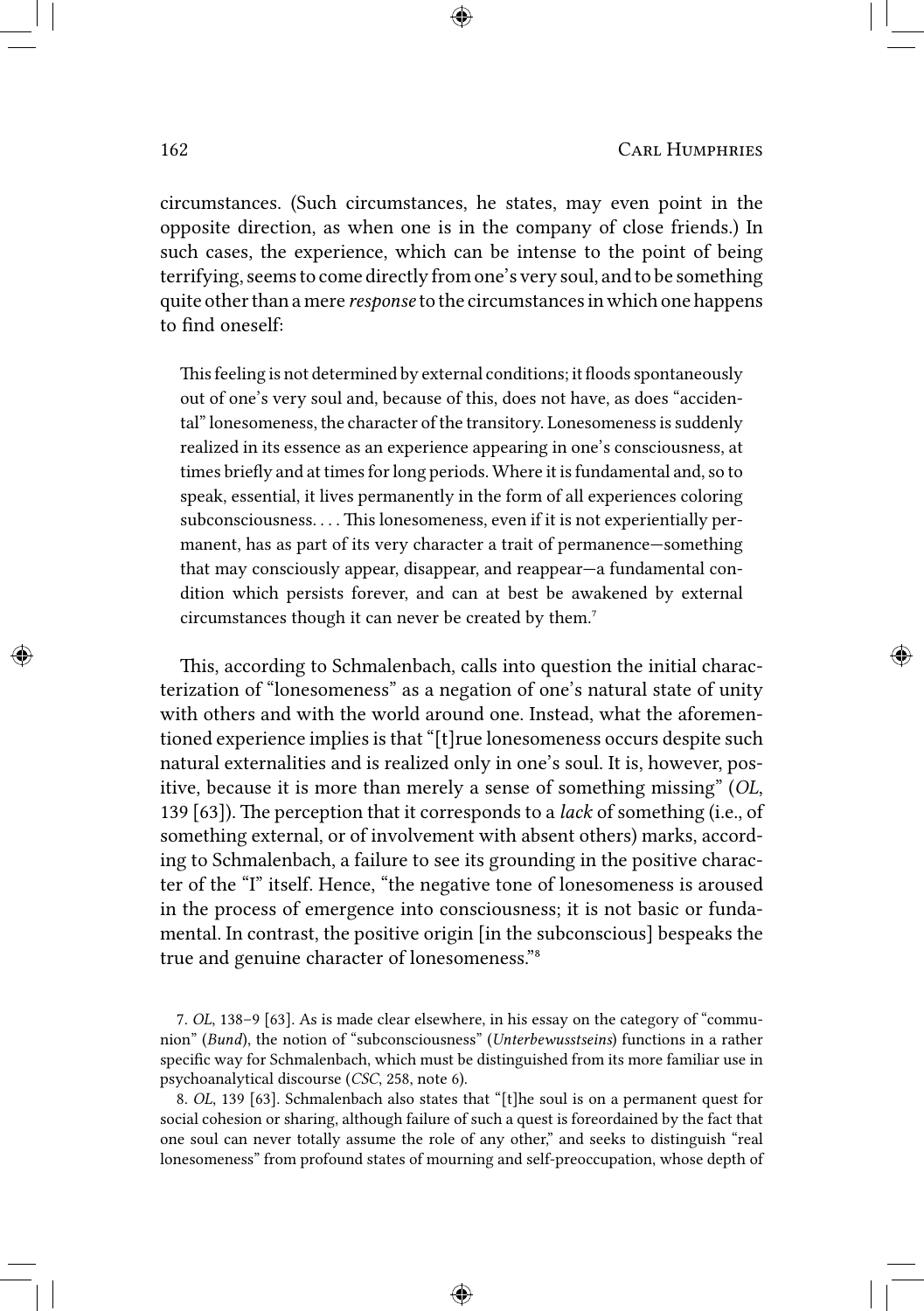circumstances. (Such circumstances, he states, may even point in the opposite direction, as when one is in the company of close friends.) In such cases, the experience, which can be intense to the point of being terrifying, seems to come directly from one's very soul, and to be something quite other than a mere *response* to the circumstances in which one happens to find oneself:

> This feeling is not determined by external conditions; it floods spontaneously out of one's very soul and, because of this, does not have, as does "accidental" lonesomeness, the character of the transitory. Lonesomeness is suddenly realized in its essence as an experience appearing in one's consciousness, at times briefly and at times for long periods. Where it is fundamental and, so to speak, essential, it lives permanently in the form of all experiences coloring subconsciousness. . . . This lonesomeness, even if it is not experientially permanent, has as part of its very character a trait of permanence—something that may consciously appear, disappear, and reappear—a fundamental condition which persists forever, and can at best be awakened by external circumstances though it can never be created by them.[7]

This, according to Schmalenbach, calls into question the initial characterization of "lonesomeness" as a negation of one's natural state of unity with others and with the world around one. Instead, what the aforementioned experience implies is that "[t]rue lonesomeness occurs despite such natural externalities and is realized only in one's soul. It is, however, positive, because it is more than merely a sense of something missing" (*OL*, 139 [63]). The perception that it corresponds to a *lack* of something (i.e., of something external, or of involvement with absent others) marks, according to Schmalenbach, a failure to see its grounding in the positive character of the "I" itself. Hence, "the negative tone of lonesomeness is aroused in the process of emergence into consciousness; it is not basic or fundamental. In contrast, the positive origin [in the subconscious] bespeaks the true and genuine character of lonesomeness."[8]

7. *OL*, 138–9 [63]. As is made clear elsewhere, in his essay on the category of "communion" (*Bund*), the notion of "subconsciousness" (*Unterbewusstseins*) functions in a rather specific way for Schmalenbach, which must be distinguished from its more familiar use in psychoanalytical discourse (*CSC*, 258, note 6).

8. *OL*, 139 [63]. Schmalenbach also states that "[t]he soul is on a permanent quest for social cohesion or sharing, although failure of such a quest is foreordained by the fact that one soul can never totally assume the role of any other," and seeks to distinguish "real lonesomeness" from profound states of mourning and self-preoccupation, whose depth of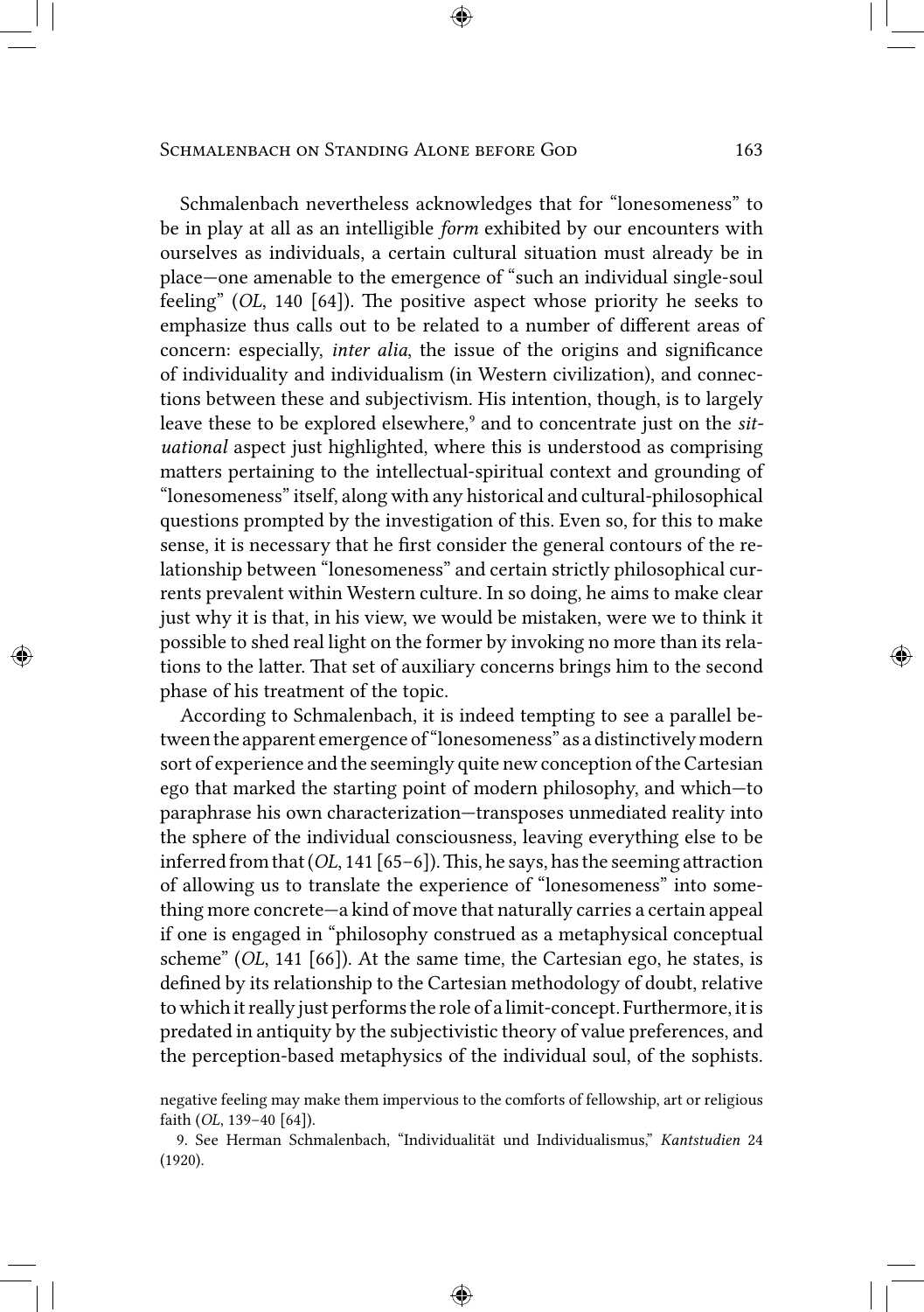Schmalenbach nevertheless acknowledges that for "lonesomeness" to be in play at all as an intelligible *form* exhibited by our encounters with ourselves as individuals, a certain cultural situation must already be in place—one amenable to the emergence of "such an individual single-soul feeling" (*OL*, 140 [64]). The positive aspect whose priority he seeks to emphasize thus calls out to be related to a number of different areas of concern: especially, *inter alia*, the issue of the origins and significance of individuality and individualism (in Western civilization), and connections between these and subjectivism. His intention, though, is to largely leave these to be explored elsewhere,[9] and to concentrate just on the *situational* aspect just highlighted, where this is understood as comprising matters pertaining to the intellectual-spiritual context and grounding of "lonesomeness" itself, along with any historical and cultural-philosophical questions prompted by the investigation of this. Even so, for this to make sense, it is necessary that he first consider the general contours of the relationship between "lonesomeness" and certain strictly philosophical currents prevalent within Western culture. In so doing, he aims to make clear just why it is that, in his view, we would be mistaken, were we to think it possible to shed real light on the former by invoking no more than its relations to the latter. That set of auxiliary concerns brings him to the second phase of his treatment of the topic.

According to Schmalenbach, it is indeed tempting to see a parallel between the apparent emergence of "lonesomeness" as a distinctively modern sort of experience and the seemingly quite new conception of the Cartesian ego that marked the starting point of modern philosophy, and which—to paraphrase his own characterization—transposes unmediated reality into the sphere of the individual consciousness, leaving everything else to be inferred from that (*OL*, 141 [65–6]). This, he says, has the seeming attraction of allowing us to translate the experience of "lonesomeness" into something more concrete—a kind of move that naturally carries a certain appeal if one is engaged in "philosophy construed as a metaphysical conceptual scheme" (*OL*, 141 [66]). At the same time, the Cartesian ego, he states, is defined by its relationship to the Cartesian methodology of doubt, relative to which it really just performs the role of a limit-concept. Furthermore, it is predated in antiquity by the subjectivistic theory of value preferences, and the perception-based metaphysics of the individual soul, of the sophists.

negative feeling may make them impervious to the comforts of fellowship, art or religious faith (*OL*, 139–40 [64]).

9. See Herman Schmalenbach, "Individualität und Individualismus," *Kantstudien* 24 (1920).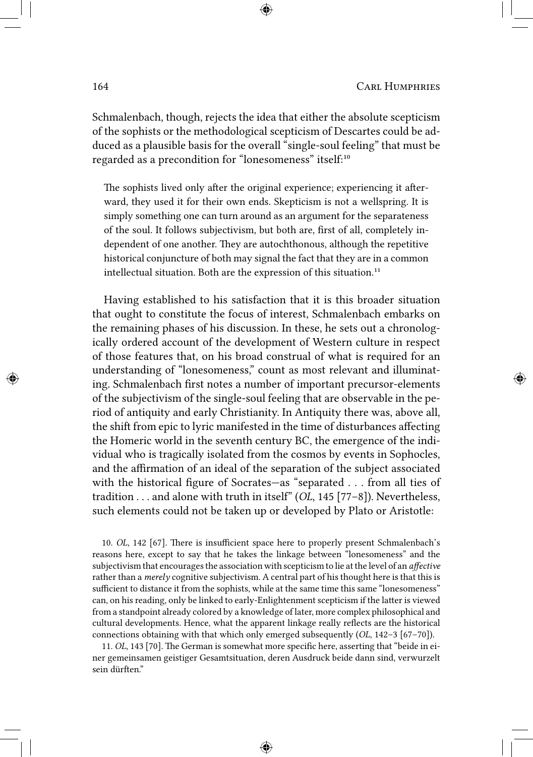Schmalenbach, though, rejects the idea that either the absolute scepticism of the sophists or the methodological scepticism of Descartes could be adduced as a plausible basis for the overall "single-soul feeling" that must be regarded as a precondition for "lonesomeness" itself:[10]

> The sophists lived only after the original experience; experiencing it afterward, they used it for their own ends. Skepticism is not a wellspring. It is simply something one can turn around as an argument for the separateness of the soul. It follows subjectivism, but both are, first of all, completely independent of one another. They are autochthonous, although the repetitive historical conjuncture of both may signal the fact that they are in a common intellectual situation. Both are the expression of this situation.[11]

Having established to his satisfaction that it is this broader situation that ought to constitute the focus of interest, Schmalenbach embarks on the remaining phases of his discussion. In these, he sets out a chronologically ordered account of the development of Western culture in respect of those features that, on his broad construal of what is required for an understanding of "lonesomeness," count as most relevant and illuminating. Schmalenbach first notes a number of important precursor-elements of the subjectivism of the single-soul feeling that are observable in the period of antiquity and early Christianity. In Antiquity there was, above all, the shift from epic to lyric manifested in the time of disturbances affecting the Homeric world in the seventh century BC, the emergence of the individual who is tragically isolated from the cosmos by events in Sophocles, and the affirmation of an ideal of the separation of the subject associated with the historical figure of Socrates—as "separated . . . from all ties of tradition . . . and alone with truth in itself" (*OL*, 145 [77–8]). Nevertheless, such elements could not be taken up or developed by Plato or Aristotle:

10. *OL*, 142 [67]. There is insufficient space here to properly present Schmalenbach's reasons here, except to say that he takes the linkage between "lonesomeness" and the subjectivism that encourages the association with scepticism to lie at the level of an *affective* rather than a *merely* cognitive subjectivism. A central part of his thought here is that this is sufficient to distance it from the sophists, while at the same time this same "lonesomeness" can, on his reading, only be linked to early-Enlightenment scepticism if the latter is viewed from a standpoint already colored by a knowledge of later, more complex philosophical and cultural developments. Hence, what the apparent linkage really reflects are the historical connections obtaining with that which only emerged subsequently (*OL*, 142–3 [67–70]).

11. *OL*, 143 [70]. The German is somewhat more specific here, asserting that "beide in einer gemeinsamen geistiger Gesamtsituation, deren Ausdruck beide dann sind, verwurzelt sein dürften."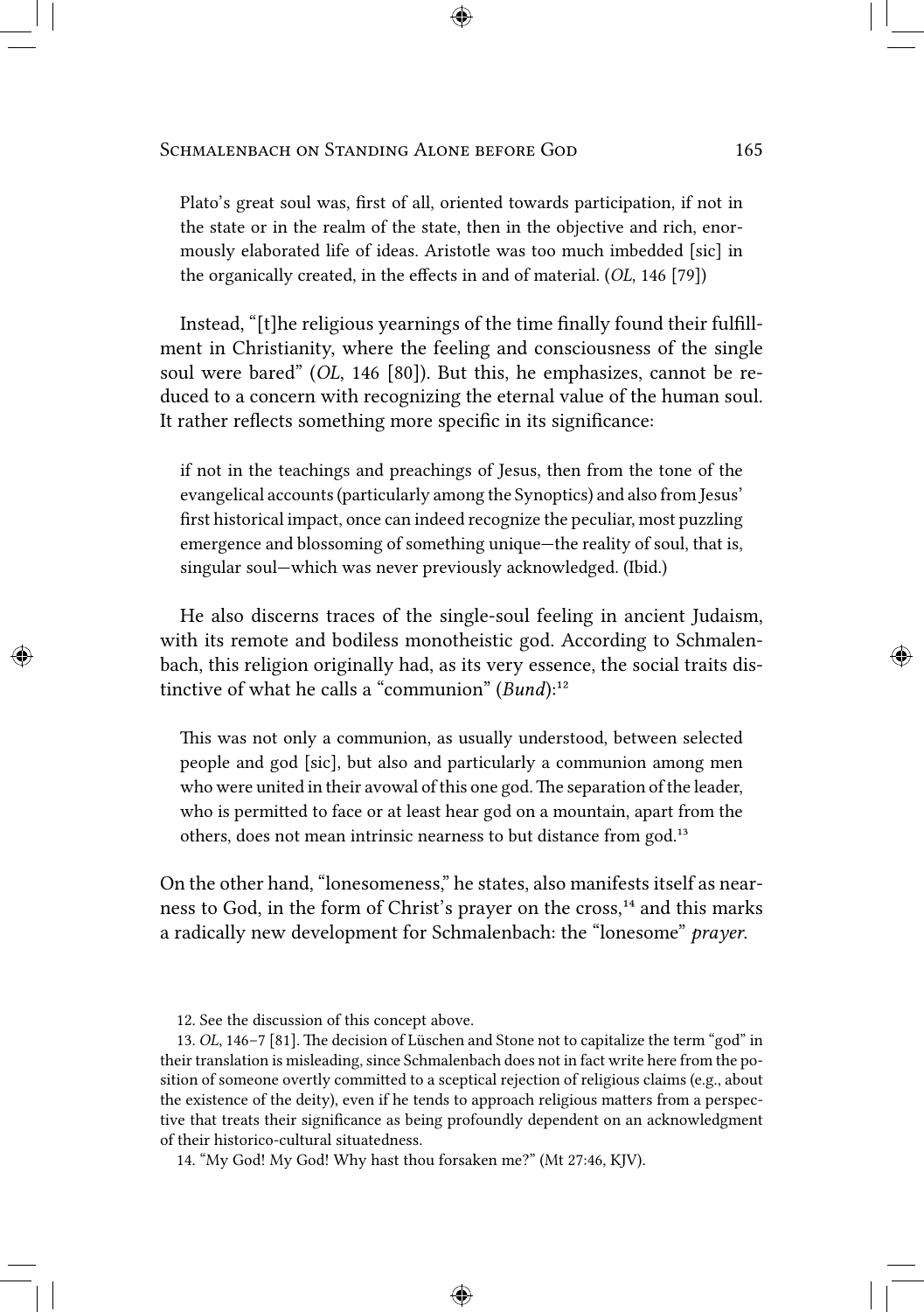Plato's great soul was, first of all, oriented towards participation, if not in the state or in the realm of the state, then in the objective and rich, enormously elaborated life of ideas. Aristotle was too much imbedded [sic] in the organically created, in the effects in and of material. (*OL*, 146 [79])

Instead, "[t]he religious yearnings of the time finally found their fulfillment in Christianity, where the feeling and consciousness of the single soul were bared" (*OL*, 146 [80]). But this, he emphasizes, cannot be reduced to a concern with recognizing the eternal value of the human soul. It rather reflects something more specific in its significance:

> if not in the teachings and preachings of Jesus, then from the tone of the evangelical accounts (particularly among the Synoptics) and also from Jesus' first historical impact, once can indeed recognize the peculiar, most puzzling emergence and blossoming of something unique—the reality of soul, that is, singular soul—which was never previously acknowledged. (Ibid.)

He also discerns traces of the single-soul feeling in ancient Judaism, with its remote and bodiless monotheistic god. According to Schmalenbach, this religion originally had, as its very essence, the social traits distinctive of what he calls a "communion" (*Bund*):[12]

> This was not only a communion, as usually understood, between selected people and god [sic], but also and particularly a communion among men who were united in their avowal of this one god. The separation of the leader, who is permitted to face or at least hear god on a mountain, apart from the others, does not mean intrinsic nearness to but distance from god.[13]

On the other hand, "lonesomeness," he states, also manifests itself as nearness to God, in the form of Christ's prayer on the cross,[14] and this marks a radically new development for Schmalenbach: the "lonesome" *prayer*.

12. See the discussion of this concept above.

13. *OL*, 146–7 [81]. The decision of Lüschen and Stone not to capitalize the term "god" in their translation is misleading, since Schmalenbach does not in fact write here from the position of someone overtly committed to a sceptical rejection of religious claims (e.g., about the existence of the deity), even if he tends to approach religious matters from a perspective that treats their significance as being profoundly dependent on an acknowledgment of their historico-cultural situatedness.

14. "My God! My God! Why hast thou forsaken me?" (Mt 27:46, KJV).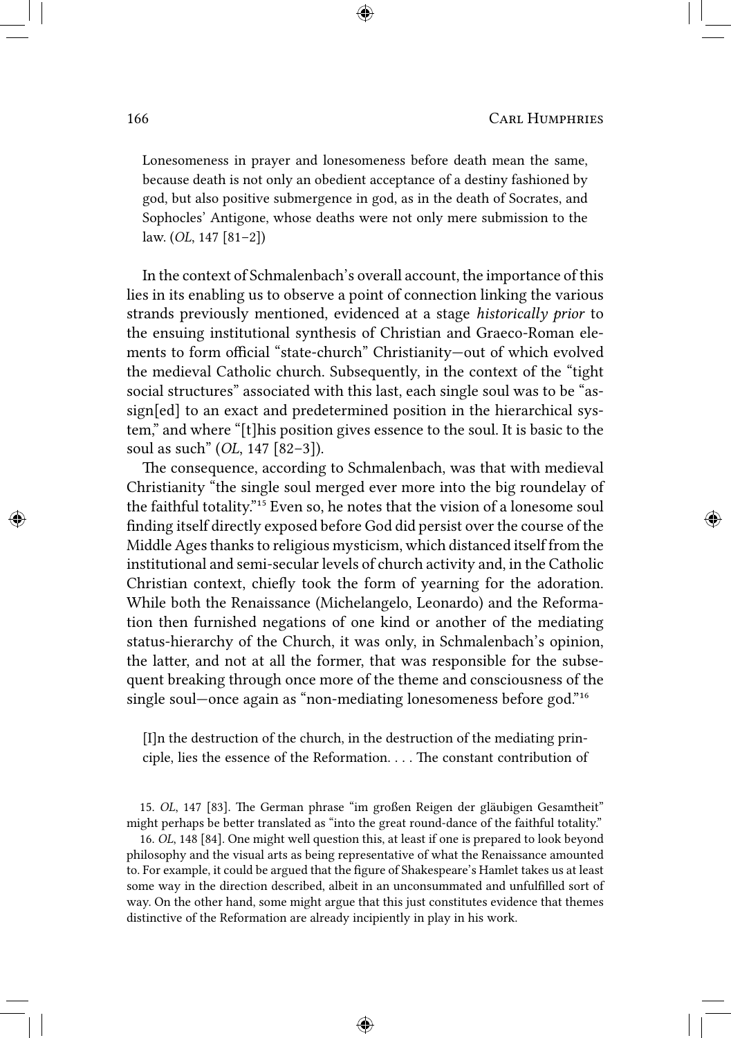> Lonesomeness in prayer and lonesomeness before death mean the same, because death is not only an obedient acceptance of a destiny fashioned by god, but also positive submergence in god, as in the death of Socrates, and Sophocles' Antigone, whose deaths were not only mere submission to the law. (*OL*, 147 [81–2])

In the context of Schmalenbach's overall account, the importance of this lies in its enabling us to observe a point of connection linking the various strands previously mentioned, evidenced at a stage *historically prior* to the ensuing institutional synthesis of Christian and Graeco-Roman elements to form official "state-church" Christianity—out of which evolved the medieval Catholic church. Subsequently, in the context of the "tight social structures" associated with this last, each single soul was to be "assign[ed] to an exact and predetermined position in the hierarchical system," and where "[t]his position gives essence to the soul. It is basic to the soul as such" (*OL*, 147 [82–3]).

The consequence, according to Schmalenbach, was that with medieval Christianity "the single soul merged ever more into the big roundelay of the faithful totality."[15] Even so, he notes that the vision of a lonesome soul finding itself directly exposed before God did persist over the course of the Middle Ages thanks to religious mysticism, which distanced itself from the institutional and semi-secular levels of church activity and, in the Catholic Christian context, chiefly took the form of yearning for the adoration. While both the Renaissance (Michelangelo, Leonardo) and the Reformation then furnished negations of one kind or another of the mediating status-hierarchy of the Church, it was only, in Schmalenbach's opinion, the latter, and not at all the former, that was responsible for the subsequent breaking through once more of the theme and consciousness of the single soul—once again as "non-mediating lonesomeness before god."[16]

> [I]n the destruction of the church, in the destruction of the mediating principle, lies the essence of the Reformation. . . . The constant contribution of

15. *OL*, 147 [83]. The German phrase "im großen Reigen der gläubigen Gesamtheit" might perhaps be better translated as "into the great round-dance of the faithful totality."

16. *OL*, 148 [84]. One might well question this, at least if one is prepared to look beyond philosophy and the visual arts as being representative of what the Renaissance amounted to. For example, it could be argued that the figure of Shakespeare's Hamlet takes us at least some way in the direction described, albeit in an unconsummated and unfulfilled sort of way. On the other hand, some might argue that this just constitutes evidence that themes distinctive of the Reformation are already incipiently in play in his work.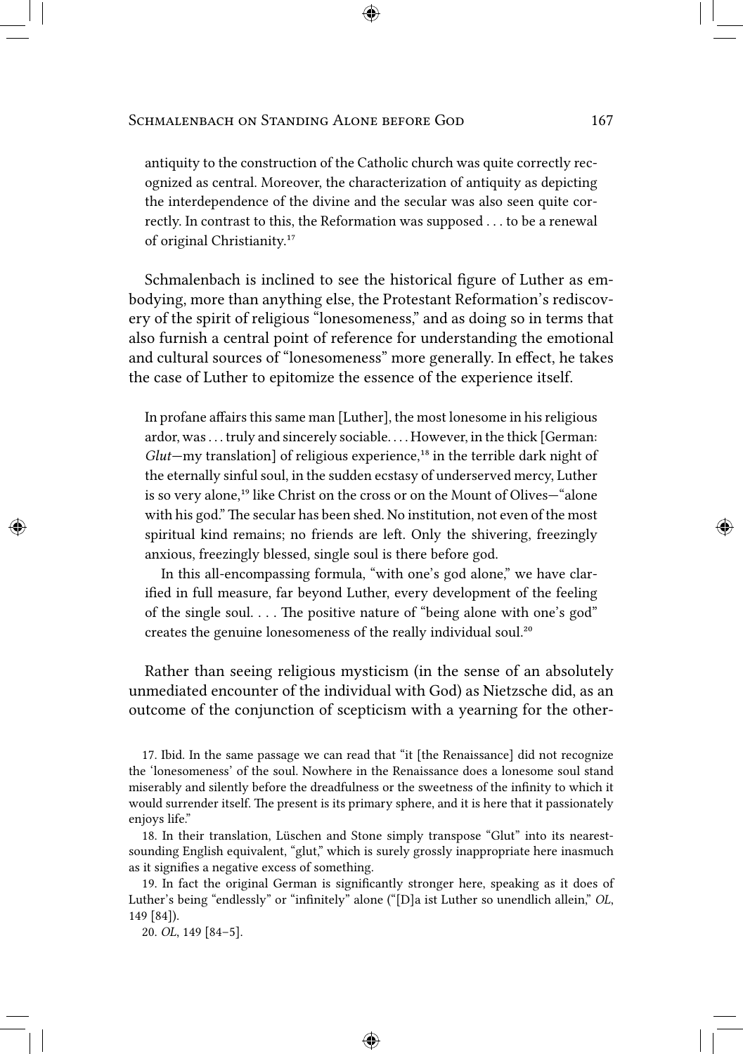antiquity to the construction of the Catholic church was quite correctly recognized as central. Moreover, the characterization of antiquity as depicting the interdependence of the divine and the secular was also seen quite correctly. In contrast to this, the Reformation was supposed . . . to be a renewal of original Christianity.[17]

Schmalenbach is inclined to see the historical figure of Luther as embodying, more than anything else, the Protestant Reformation's rediscovery of the spirit of religious "lonesomeness," and as doing so in terms that also furnish a central point of reference for understanding the emotional and cultural sources of "lonesomeness" more generally. In effect, he takes the case of Luther to epitomize the essence of the experience itself.

> In profane affairs this same man [Luther], the most lonesome in his religious ardor, was . . . truly and sincerely sociable. . . . However, in the thick [German: *Glut*—my translation] of religious experience,[18] in the terrible dark night of the eternally sinful soul, in the sudden ecstasy of underserved mercy, Luther is so very alone,[19] like Christ on the cross or on the Mount of Olives—"alone with his god." The secular has been shed. No institution, not even of the most spiritual kind remains; no friends are left. Only the shivering, freezingly anxious, freezingly blessed, single soul is there before god.
>
> In this all-encompassing formula, "with one's god alone," we have clarified in full measure, far beyond Luther, every development of the feeling of the single soul. . . . The positive nature of "being alone with one's god" creates the genuine lonesomeness of the really individual soul.[20]

Rather than seeing religious mysticism (in the sense of an absolutely unmediated encounter of the individual with God) as Nietzsche did, as an outcome of the conjunction of scepticism with a yearning for the other-

17. Ibid. In the same passage we can read that "it [the Renaissance] did not recognize the 'lonesomeness' of the soul. Nowhere in the Renaissance does a lonesome soul stand miserably and silently before the dreadfulness or the sweetness of the infinity to which it would surrender itself. The present is its primary sphere, and it is here that it passionately enjoys life."

18. In their translation, Lüschen and Stone simply transpose "Glut" into its nearest-sounding English equivalent, "glut," which is surely grossly inappropriate here inasmuch as it signifies a negative excess of something.

19. In fact the original German is significantly stronger here, speaking as it does of Luther's being "endlessly" or "infinitely" alone ("[D]a ist Luther so unendlich allein," *OL*, 149 [84]).

20. *OL*, 149 [84–5].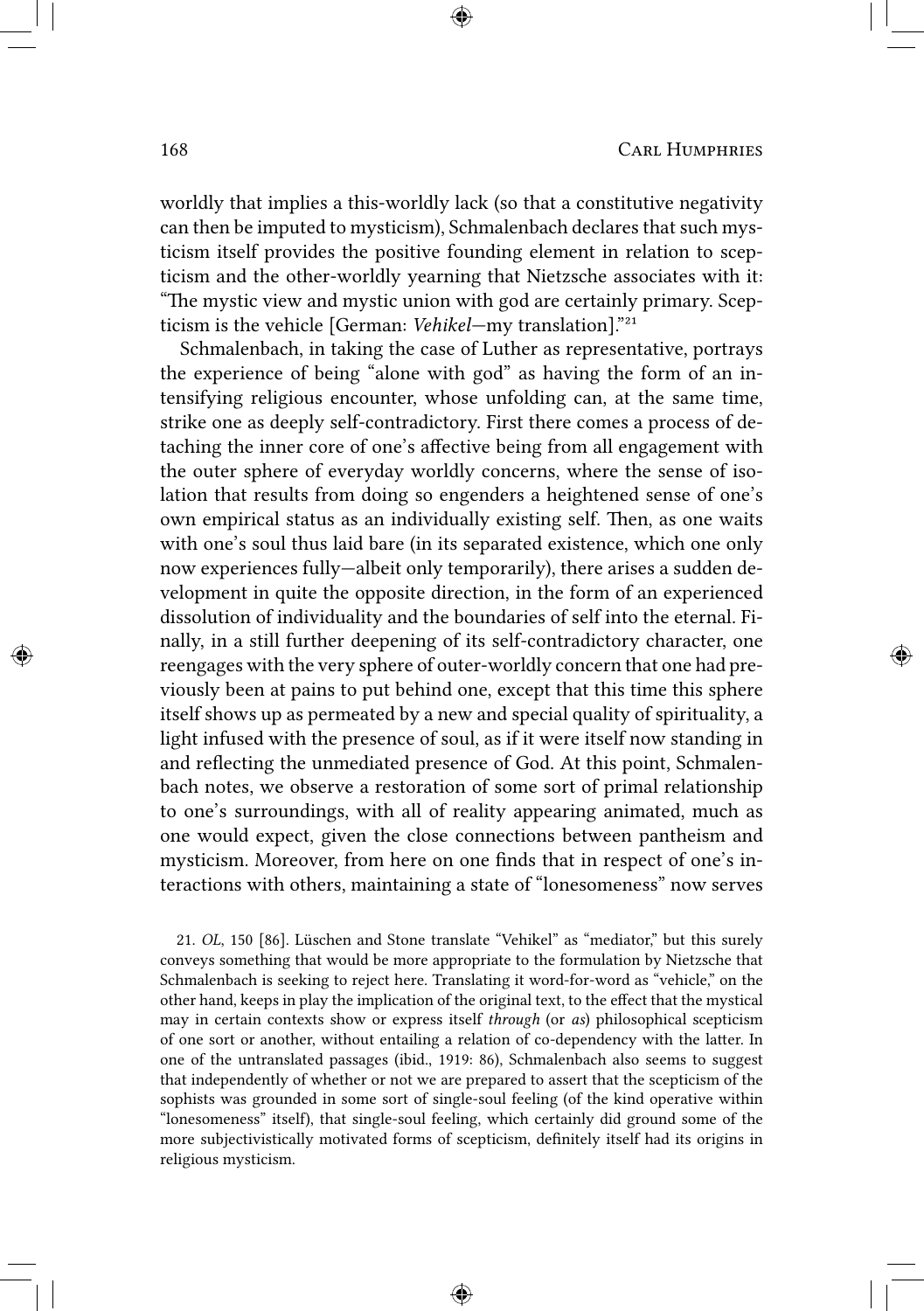worldly that implies a this-worldly lack (so that a constitutive negativity can then be imputed to mysticism), Schmalenbach declares that such mysticism itself provides the positive founding element in relation to scepticism and the other-worldly yearning that Nietzsche associates with it: "The mystic view and mystic union with god are certainly primary. Scepticism is the vehicle [German: *Vehikel*—my translation]."[21]

Schmalenbach, in taking the case of Luther as representative, portrays the experience of being "alone with god" as having the form of an intensifying religious encounter, whose unfolding can, at the same time, strike one as deeply self-contradictory. First there comes a process of detaching the inner core of one's affective being from all engagement with the outer sphere of everyday worldly concerns, where the sense of isolation that results from doing so engenders a heightened sense of one's own empirical status as an individually existing self. Then, as one waits with one's soul thus laid bare (in its separated existence, which one only now experiences fully—albeit only temporarily), there arises a sudden development in quite the opposite direction, in the form of an experienced dissolution of individuality and the boundaries of self into the eternal. Finally, in a still further deepening of its self-contradictory character, one reengages with the very sphere of outer-worldly concern that one had previously been at pains to put behind one, except that this time this sphere itself shows up as permeated by a new and special quality of spirituality, a light infused with the presence of soul, as if it were itself now standing in and reflecting the unmediated presence of God. At this point, Schmalenbach notes, we observe a restoration of some sort of primal relationship to one's surroundings, with all of reality appearing animated, much as one would expect, given the close connections between pantheism and mysticism. Moreover, from here on one finds that in respect of one's interactions with others, maintaining a state of "lonesomeness" now serves

21. *OL*, 150 [86]. Lüschen and Stone translate "Vehikel" as "mediator," but this surely conveys something that would be more appropriate to the formulation by Nietzsche that Schmalenbach is seeking to reject here. Translating it word-for-word as "vehicle," on the other hand, keeps in play the implication of the original text, to the effect that the mystical may in certain contexts show or express itself *through* (or *as*) philosophical scepticism of one sort or another, without entailing a relation of co-dependency with the latter. In one of the untranslated passages (ibid., 1919: 86), Schmalenbach also seems to suggest that independently of whether or not we are prepared to assert that the scepticism of the sophists was grounded in some sort of single-soul feeling (of the kind operative within "lonesomeness" itself), that single-soul feeling, which certainly did ground some of the more subjectivistically motivated forms of scepticism, definitely itself had its origins in religious mysticism.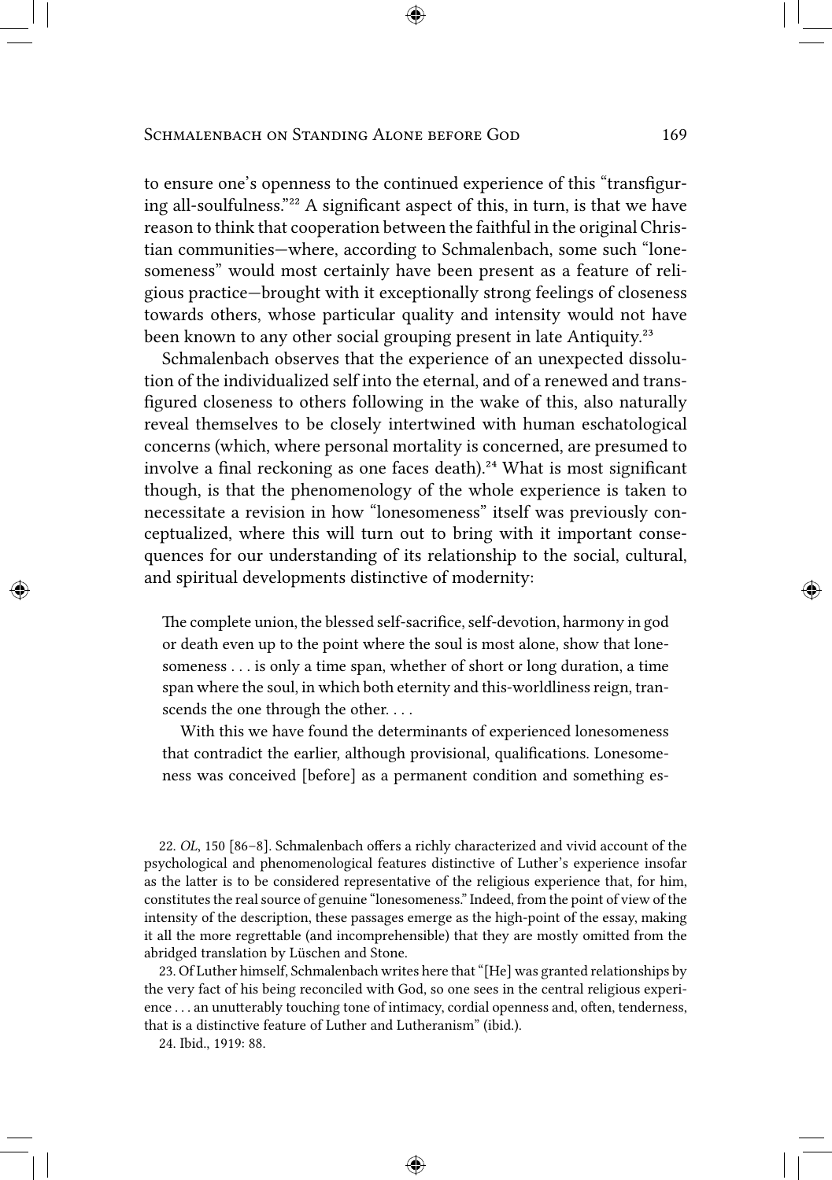to ensure one's openness to the continued experience of this "transfiguring all-soulfulness."[22] A significant aspect of this, in turn, is that we have reason to think that cooperation between the faithful in the original Christian communities—where, according to Schmalenbach, some such "lonesomeness" would most certainly have been present as a feature of religious practice—brought with it exceptionally strong feelings of closeness towards others, whose particular quality and intensity would not have been known to any other social grouping present in late Antiquity.[23]

Schmalenbach observes that the experience of an unexpected dissolution of the individualized self into the eternal, and of a renewed and transfigured closeness to others following in the wake of this, also naturally reveal themselves to be closely intertwined with human eschatological concerns (which, where personal mortality is concerned, are presumed to involve a final reckoning as one faces death).[24] What is most significant though, is that the phenomenology of the whole experience is taken to necessitate a revision in how "lonesomeness" itself was previously conceptualized, where this will turn out to bring with it important consequences for our understanding of its relationship to the social, cultural, and spiritual developments distinctive of modernity:

> The complete union, the blessed self-sacrifice, self-devotion, harmony in god or death even up to the point where the soul is most alone, show that lonesomeness . . . is only a time span, whether of short or long duration, a time span where the soul, in which both eternity and this-worldliness reign, transcends the one through the other. . . .
>
> With this we have found the determinants of experienced lonesomeness that contradict the earlier, although provisional, qualifications. Lonesomeness was conceived [before] as a permanent condition and something es-

22. *OL*, 150 [86–8]. Schmalenbach offers a richly characterized and vivid account of the psychological and phenomenological features distinctive of Luther's experience insofar as the latter is to be considered representative of the religious experience that, for him, constitutes the real source of genuine "lonesomeness." Indeed, from the point of view of the intensity of the description, these passages emerge as the high-point of the essay, making it all the more regrettable (and incomprehensible) that they are mostly omitted from the abridged translation by Lüschen and Stone.

23. Of Luther himself, Schmalenbach writes here that "[He] was granted relationships by the very fact of his being reconciled with God, so one sees in the central religious experience . . . an unutterably touching tone of intimacy, cordial openness and, often, tenderness, that is a distinctive feature of Luther and Lutheranism" (ibid.).

24. Ibid., 1919: 88.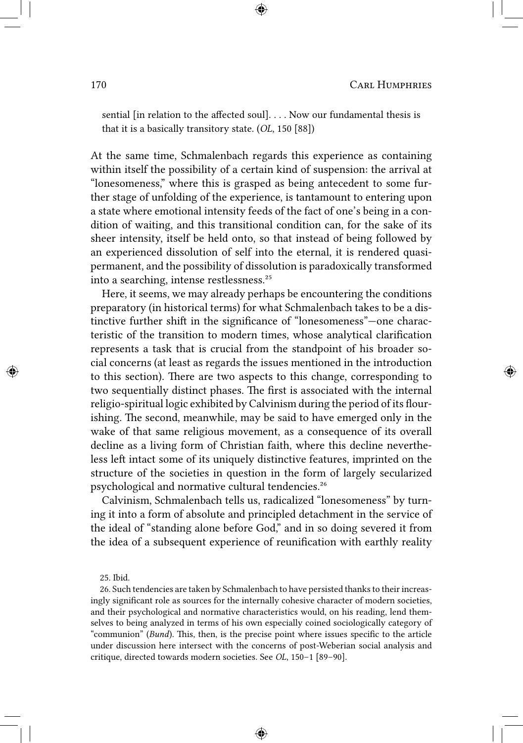sential [in relation to the affected soul]. . . . Now our fundamental thesis is that it is a basically transitory state. (*OL*, 150 [88])

At the same time, Schmalenbach regards this experience as containing within itself the possibility of a certain kind of suspension: the arrival at "lonesomeness," where this is grasped as being antecedent to some further stage of unfolding of the experience, is tantamount to entering upon a state where emotional intensity feeds of the fact of one's being in a condition of waiting, and this transitional condition can, for the sake of its sheer intensity, itself be held onto, so that instead of being followed by an experienced dissolution of self into the eternal, it is rendered quasi-permanent, and the possibility of dissolution is paradoxically transformed into a searching, intense restlessness.[25]

Here, it seems, we may already perhaps be encountering the conditions preparatory (in historical terms) for what Schmalenbach takes to be a distinctive further shift in the significance of "lonesomeness"—one characteristic of the transition to modern times, whose analytical clarification represents a task that is crucial from the standpoint of his broader social concerns (at least as regards the issues mentioned in the introduction to this section). There are two aspects to this change, corresponding to two sequentially distinct phases. The first is associated with the internal religio-spiritual logic exhibited by Calvinism during the period of its flourishing. The second, meanwhile, may be said to have emerged only in the wake of that same religious movement, as a consequence of its overall decline as a living form of Christian faith, where this decline nevertheless left intact some of its uniquely distinctive features, imprinted on the structure of the societies in question in the form of largely secularized psychological and normative cultural tendencies.[26]

Calvinism, Schmalenbach tells us, radicalized "lonesomeness" by turning it into a form of absolute and principled detachment in the service of the ideal of "standing alone before God," and in so doing severed it from the idea of a subsequent experience of reunification with earthly reality

25. Ibid.

26. Such tendencies are taken by Schmalenbach to have persisted thanks to their increasingly significant role as sources for the internally cohesive character of modern societies, and their psychological and normative characteristics would, on his reading, lend themselves to being analyzed in terms of his own especially coined sociologically category of "communion" (*Bund*). This, then, is the precise point where issues specific to the article under discussion here intersect with the concerns of post-Weberian social analysis and critique, directed towards modern societies. See *OL*, 150–1 [89–90].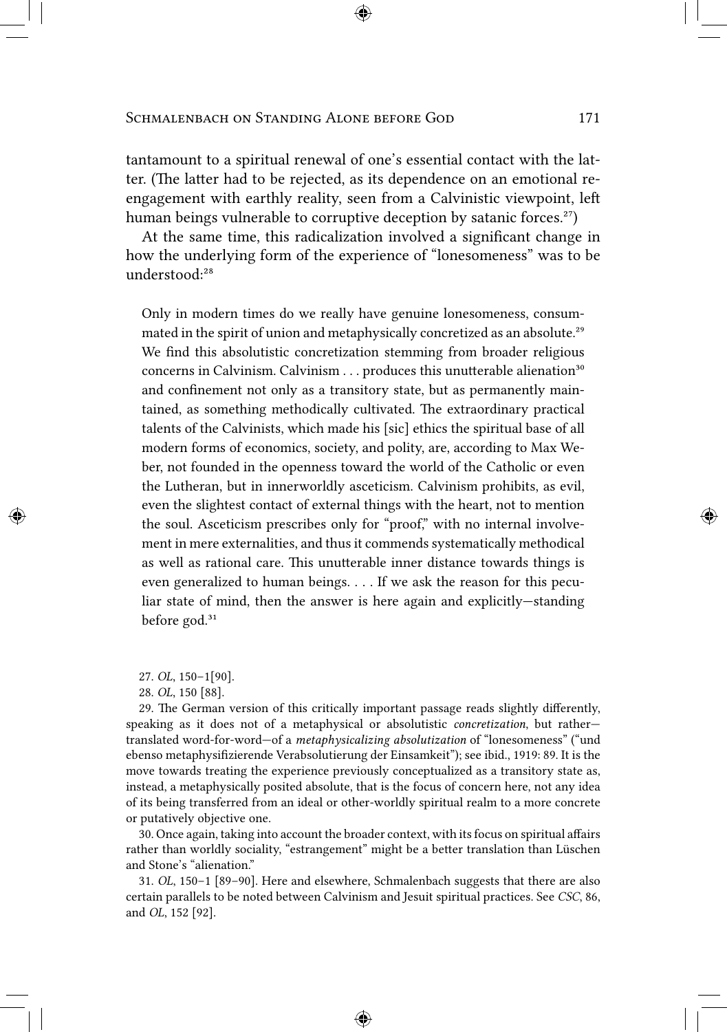tantamount to a spiritual renewal of one's essential contact with the latter. (The latter had to be rejected, as its dependence on an emotional re-engagement with earthly reality, seen from a Calvinistic viewpoint, left human beings vulnerable to corruptive deception by satanic forces.[27])

At the same time, this radicalization involved a significant change in how the underlying form of the experience of "lonesomeness" was to be understood:[28]

> Only in modern times do we really have genuine lonesomeness, consummated in the spirit of union and metaphysically concretized as an absolute.[29] We find this absolutistic concretization stemming from broader religious concerns in Calvinism. Calvinism . . . produces this unutterable alienation[30] and confinement not only as a transitory state, but as permanently maintained, as something methodically cultivated. The extraordinary practical talents of the Calvinists, which made his [sic] ethics the spiritual base of all modern forms of economics, society, and polity, are, according to Max Weber, not founded in the openness toward the world of the Catholic or even the Lutheran, but in innerworldly asceticism. Calvinism prohibits, as evil, even the slightest contact of external things with the heart, not to mention the soul. Asceticism prescribes only for "proof," with no internal involvement in mere externalities, and thus it commends systematically methodical as well as rational care. This unutterable inner distance towards things is even generalized to human beings. . . . If we ask the reason for this peculiar state of mind, then the answer is here again and explicitly—standing before god.[31]

27. *OL*, 150–1[90].

28. *OL*, 150 [88].

29. The German version of this critically important passage reads slightly differently, speaking as it does not of a metaphysical or absolutistic *concretization*, but rather—translated word-for-word—of a *metaphysicalizing absolutization* of "lonesomeness" ("und ebenso metaphysifizierende Verabsolutierung der Einsamkeit"); see ibid., 1919: 89. It is the move towards treating the experience previously conceptualized as a transitory state as, instead, a metaphysically posited absolute, that is the focus of concern here, not any idea of its being transferred from an ideal or other-worldly spiritual realm to a more concrete or putatively objective one.

30. Once again, taking into account the broader context, with its focus on spiritual affairs rather than worldly sociality, "estrangement" might be a better translation than Lüschen and Stone's "alienation."

31. *OL*, 150–1 [89–90]. Here and elsewhere, Schmalenbach suggests that there are also certain parallels to be noted between Calvinism and Jesuit spiritual practices. See *CSC*, 86, and *OL*, 152 [92].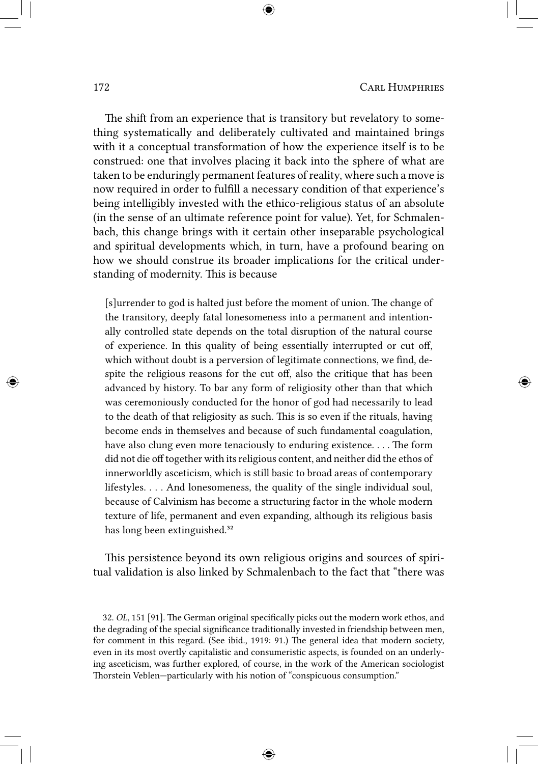The shift from an experience that is transitory but revelatory to something systematically and deliberately cultivated and maintained brings with it a conceptual transformation of how the experience itself is to be construed: one that involves placing it back into the sphere of what are taken to be enduringly permanent features of reality, where such a move is now required in order to fulfill a necessary condition of that experience's being intelligibly invested with the ethico-religious status of an absolute (in the sense of an ultimate reference point for value). Yet, for Schmalenbach, this change brings with it certain other inseparable psychological and spiritual developments which, in turn, have a profound bearing on how we should construe its broader implications for the critical understanding of modernity. This is because

> [s]urrender to god is halted just before the moment of union. The change of the transitory, deeply fatal lonesomeness into a permanent and intentionally controlled state depends on the total disruption of the natural course of experience. In this quality of being essentially interrupted or cut off, which without doubt is a perversion of legitimate connections, we find, despite the religious reasons for the cut off, also the critique that has been advanced by history. To bar any form of religiosity other than that which was ceremoniously conducted for the honor of god had necessarily to lead to the death of that religiosity as such. This is so even if the rituals, having become ends in themselves and because of such fundamental coagulation, have also clung even more tenaciously to enduring existence. . . . The form did not die off together with its religious content, and neither did the ethos of innerworldly asceticism, which is still basic to broad areas of contemporary lifestyles. . . . And lonesomeness, the quality of the single individual soul, because of Calvinism has become a structuring factor in the whole modern texture of life, permanent and even expanding, although its religious basis has long been extinguished.[32]

This persistence beyond its own religious origins and sources of spiritual validation is also linked by Schmalenbach to the fact that "there was

32. *OL*, 151 [91]. The German original specifically picks out the modern work ethos, and the degrading of the special significance traditionally invested in friendship between men, for comment in this regard. (See ibid., 1919: 91.) The general idea that modern society, even in its most overtly capitalistic and consumeristic aspects, is founded on an underlying asceticism, was further explored, of course, in the work of the American sociologist Thorstein Veblen—particularly with his notion of "conspicuous consumption."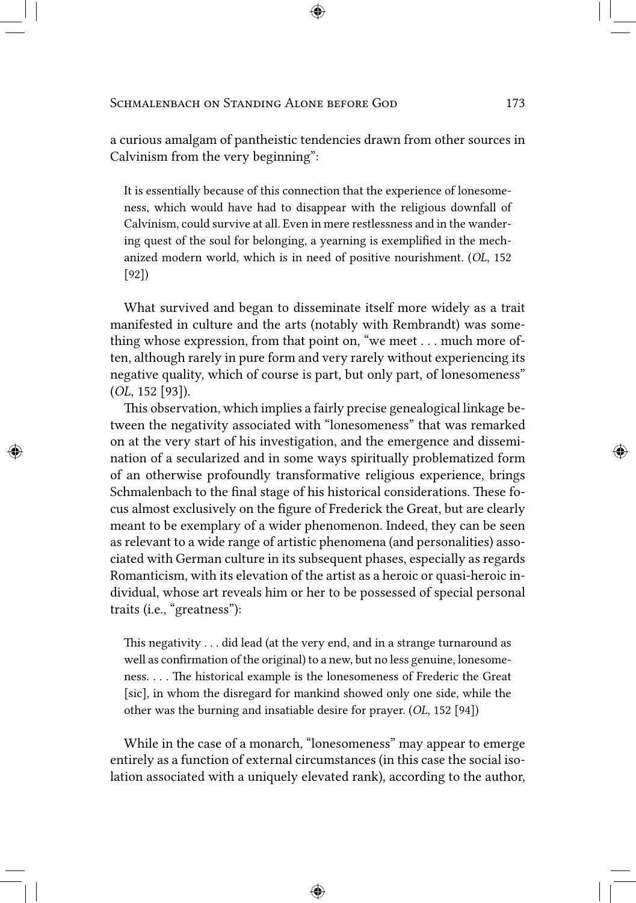a curious amalgam of pantheistic tendencies drawn from other sources in Calvinism from the very beginning":

> It is essentially because of this connection that the experience of lonesomeness, which would have had to disappear with the religious downfall of Calvinism, could survive at all. Even in mere restlessness and in the wandering quest of the soul for belonging, a yearning is exemplified in the mechanized modern world, which is in need of positive nourishment. (*OL*, 152 [92])

What survived and began to disseminate itself more widely as a trait manifested in culture and the arts (notably with Rembrandt) was something whose expression, from that point on, "we meet . . . much more often, although rarely in pure form and very rarely without experiencing its negative quality, which of course is part, but only part, of lonesomeness" (*OL*, 152 [93]).

This observation, which implies a fairly precise genealogical linkage between the negativity associated with "lonesomeness" that was remarked on at the very start of his investigation, and the emergence and dissemination of a secularized and in some ways spiritually problematized form of an otherwise profoundly transformative religious experience, brings Schmalenbach to the final stage of his historical considerations. These focus almost exclusively on the figure of Frederick the Great, but are clearly meant to be exemplary of a wider phenomenon. Indeed, they can be seen as relevant to a wide range of artistic phenomena (and personalities) associated with German culture in its subsequent phases, especially as regards Romanticism, with its elevation of the artist as a heroic or quasi-heroic individual, whose art reveals him or her to be possessed of special personal traits (i.e., "greatness"):

> This negativity . . . did lead (at the very end, and in a strange turnaround as well as confirmation of the original) to a new, but no less genuine, lonesomeness. . . . The historical example is the lonesomeness of Frederic the Great [sic], in whom the disregard for mankind showed only one side, while the other was the burning and insatiable desire for prayer. (*OL*, 152 [94])

While in the case of a monarch, "lonesomeness" may appear to emerge entirely as a function of external circumstances (in this case the social isolation associated with a uniquely elevated rank), according to the author,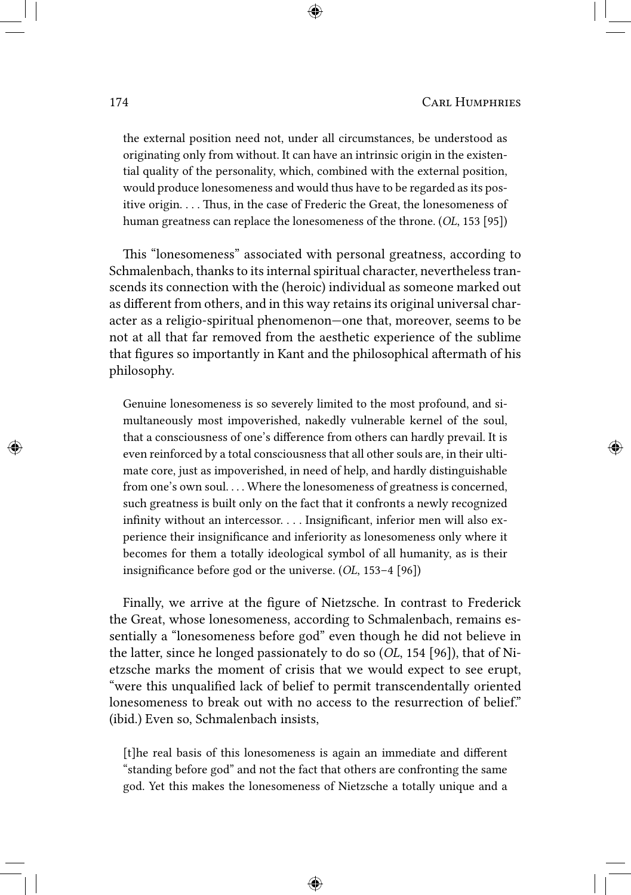> the external position need not, under all circumstances, be understood as originating only from without. It can have an intrinsic origin in the existential quality of the personality, which, combined with the external position, would produce lonesomeness and would thus have to be regarded as its positive origin. . . . Thus, in the case of Frederic the Great, the lonesomeness of human greatness can replace the lonesomeness of the throne. (*OL*, 153 [95])

This "lonesomeness" associated with personal greatness, according to Schmalenbach, thanks to its internal spiritual character, nevertheless transcends its connection with the (heroic) individual as someone marked out as different from others, and in this way retains its original universal character as a religio-spiritual phenomenon—one that, moreover, seems to be not at all that far removed from the aesthetic experience of the sublime that figures so importantly in Kant and the philosophical aftermath of his philosophy.

> Genuine lonesomeness is so severely limited to the most profound, and simultaneously most impoverished, nakedly vulnerable kernel of the soul, that a consciousness of one's difference from others can hardly prevail. It is even reinforced by a total consciousness that all other souls are, in their ultimate core, just as impoverished, in need of help, and hardly distinguishable from one's own soul. . . . Where the lonesomeness of greatness is concerned, such greatness is built only on the fact that it confronts a newly recognized infinity without an intercessor. . . . Insignificant, inferior men will also experience their insignificance and inferiority as lonesomeness only where it becomes for them a totally ideological symbol of all humanity, as is their insignificance before god or the universe. (*OL*, 153–4 [96])

Finally, we arrive at the figure of Nietzsche. In contrast to Frederick the Great, whose lonesomeness, according to Schmalenbach, remains essentially a "lonesomeness before god" even though he did not believe in the latter, since he longed passionately to do so (*OL*, 154 [96]), that of Nietzsche marks the moment of crisis that we would expect to see erupt, "were this unqualified lack of belief to permit transcendentally oriented lonesomeness to break out with no access to the resurrection of belief." (ibid.) Even so, Schmalenbach insists,

> [t]he real basis of this lonesomeness is again an immediate and different "standing before god" and not the fact that others are confronting the same god. Yet this makes the lonesomeness of Nietzsche a totally unique and a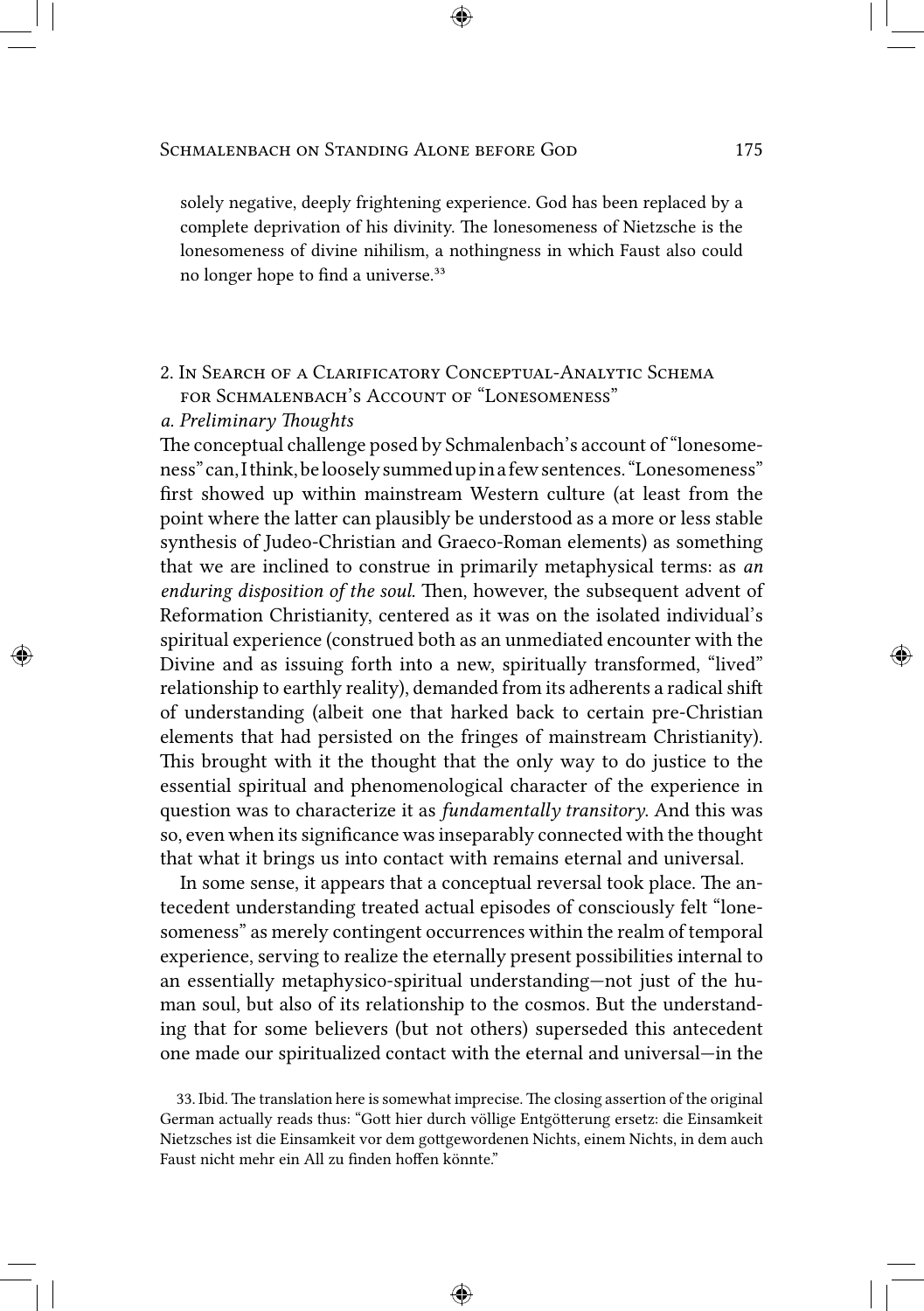solely negative, deeply frightening experience. God has been replaced by a complete deprivation of his divinity. The lonesomeness of Nietzsche is the lonesomeness of divine nihilism, a nothingness in which Faust also could no longer hope to find a universe.[33]

## 2. In Search of a Clarificatory Conceptual-Analytic Schema for Schmalenbach's Account of "Lonesomeness"

### *a. Preliminary Thoughts*

The conceptual challenge posed by Schmalenbach's account of "lonesomeness" can, I think, be loosely summed up in a few sentences. "Lonesomeness" first showed up within mainstream Western culture (at least from the point where the latter can plausibly be understood as a more or less stable synthesis of Judeo-Christian and Graeco-Roman elements) as something that we are inclined to construe in primarily metaphysical terms: as *an enduring disposition of the soul*. Then, however, the subsequent advent of Reformation Christianity, centered as it was on the isolated individual's spiritual experience (construed both as an unmediated encounter with the Divine and as issuing forth into a new, spiritually transformed, "lived" relationship to earthly reality), demanded from its adherents a radical shift of understanding (albeit one that harked back to certain pre-Christian elements that had persisted on the fringes of mainstream Christianity). This brought with it the thought that the only way to do justice to the essential spiritual and phenomenological character of the experience in question was to characterize it as *fundamentally transitory*. And this was so, even when its significance was inseparably connected with the thought that what it brings us into contact with remains eternal and universal.

In some sense, it appears that a conceptual reversal took place. The antecedent understanding treated actual episodes of consciously felt "lonesomeness" as merely contingent occurrences within the realm of temporal experience, serving to realize the eternally present possibilities internal to an essentially metaphysico-spiritual understanding—not just of the human soul, but also of its relationship to the cosmos. But the understanding that for some believers (but not others) superseded this antecedent one made our spiritualized contact with the eternal and universal—in the

33. Ibid. The translation here is somewhat imprecise. The closing assertion of the original German actually reads thus: "Gott hier durch völlige Entgötterung ersetz: die Einsamkeit Nietzsches ist die Einsamkeit vor dem gottgewordenen Nichts, einem Nichts, in dem auch Faust nicht mehr ein All zu finden hoffen könnte."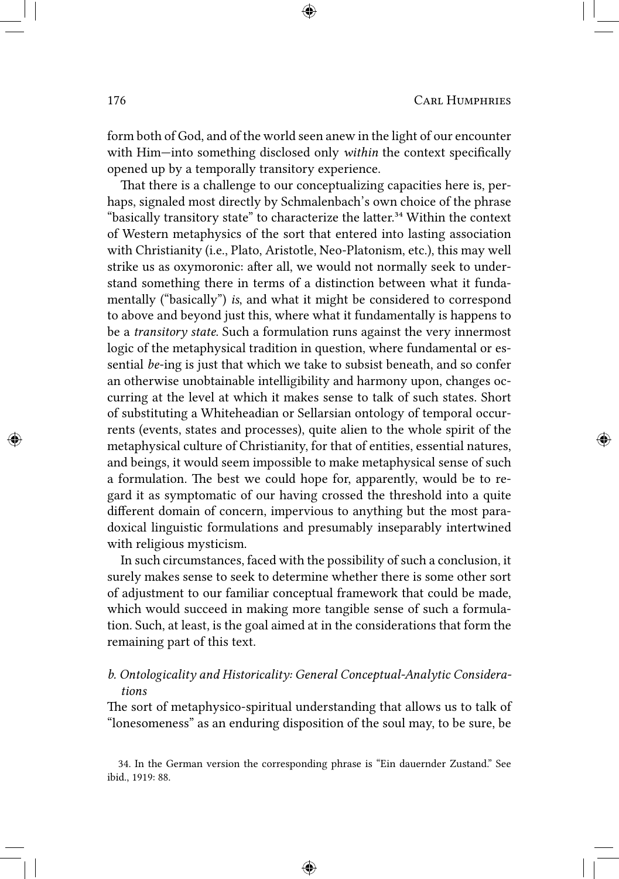form both of God, and of the world seen anew in the light of our encounter with Him—into something disclosed only *within* the context specifically opened up by a temporally transitory experience.

That there is a challenge to our conceptualizing capacities here is, perhaps, signaled most directly by Schmalenbach's own choice of the phrase "basically transitory state" to characterize the latter.[34] Within the context of Western metaphysics of the sort that entered into lasting association with Christianity (i.e., Plato, Aristotle, Neo-Platonism, etc.), this may well strike us as oxymoronic: after all, we would not normally seek to understand something there in terms of a distinction between what it fundamentally ("basically") *is*, and what it might be considered to correspond to above and beyond just this, where what it fundamentally is happens to be a *transitory state*. Such a formulation runs against the very innermost logic of the metaphysical tradition in question, where fundamental or essential *be*-ing is just that which we take to subsist beneath, and so confer an otherwise unobtainable intelligibility and harmony upon, changes occurring at the level at which it makes sense to talk of such states. Short of substituting a Whiteheadian or Sellarsian ontology of temporal occurrents (events, states and processes), quite alien to the whole spirit of the metaphysical culture of Christianity, for that of entities, essential natures, and beings, it would seem impossible to make metaphysical sense of such a formulation. The best we could hope for, apparently, would be to regard it as symptomatic of our having crossed the threshold into a quite different domain of concern, impervious to anything but the most paradoxical linguistic formulations and presumably inseparably intertwined with religious mysticism.

In such circumstances, faced with the possibility of such a conclusion, it surely makes sense to seek to determine whether there is some other sort of adjustment to our familiar conceptual framework that could be made, which would succeed in making more tangible sense of such a formulation. Such, at least, is the goal aimed at in the considerations that form the remaining part of this text.

### *b. Ontologicality and Historicality: General Conceptual-Analytic Considerations*

The sort of metaphysico-spiritual understanding that allows us to talk of "lonesomeness" as an enduring disposition of the soul may, to be sure, be

34. In the German version the corresponding phrase is "Ein dauernder Zustand." See ibid., 1919: 88.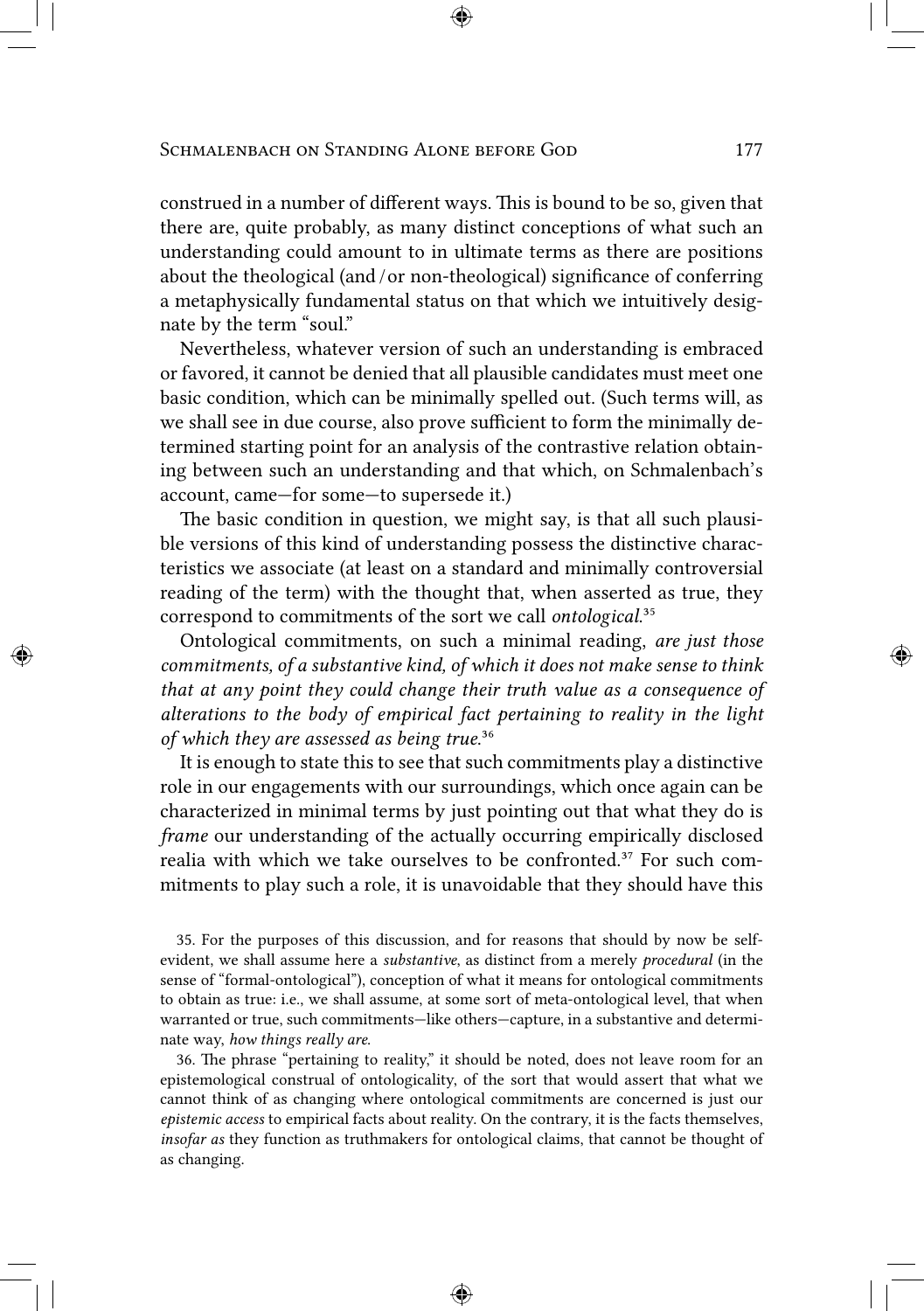construed in a number of different ways. This is bound to be so, given that there are, quite probably, as many distinct conceptions of what such an understanding could amount to in ultimate terms as there are positions about the theological (and / or non-theological) significance of conferring a metaphysically fundamental status on that which we intuitively designate by the term "soul."

Nevertheless, whatever version of such an understanding is embraced or favored, it cannot be denied that all plausible candidates must meet one basic condition, which can be minimally spelled out. (Such terms will, as we shall see in due course, also prove sufficient to form the minimally determined starting point for an analysis of the contrastive relation obtaining between such an understanding and that which, on Schmalenbach's account, came—for some—to supersede it.)

The basic condition in question, we might say, is that all such plausible versions of this kind of understanding possess the distinctive characteristics we associate (at least on a standard and minimally controversial reading of the term) with the thought that, when asserted as true, they correspond to commitments of the sort we call *ontological*.[35]

Ontological commitments, on such a minimal reading, *are just those commitments, of a substantive kind, of which it does not make sense to think that at any point they could change their truth value as a consequence of alterations to the body of empirical fact pertaining to reality in the light of which they are assessed as being true.*[36]

It is enough to state this to see that such commitments play a distinctive role in our engagements with our surroundings, which once again can be characterized in minimal terms by just pointing out that what they do is *frame* our understanding of the actually occurring empirically disclosed realia with which we take ourselves to be confronted.[37] For such commitments to play such a role, it is unavoidable that they should have this

35. For the purposes of this discussion, and for reasons that should by now be self-evident, we shall assume here a *substantive*, as distinct from a merely *procedural* (in the sense of "formal-ontological"), conception of what it means for ontological commitments to obtain as true: i.e., we shall assume, at some sort of meta-ontological level, that when warranted or true, such commitments—like others—capture, in a substantive and determinate way, *how things really are.*

36. The phrase "pertaining to reality," it should be noted, does not leave room for an epistemological construal of ontologicality, of the sort that would assert that what we cannot think of as changing where ontological commitments are concerned is just our *epistemic access* to empirical facts about reality. On the contrary, it is the facts themselves, *insofar as* they function as truthmakers for ontological claims, that cannot be thought of as changing.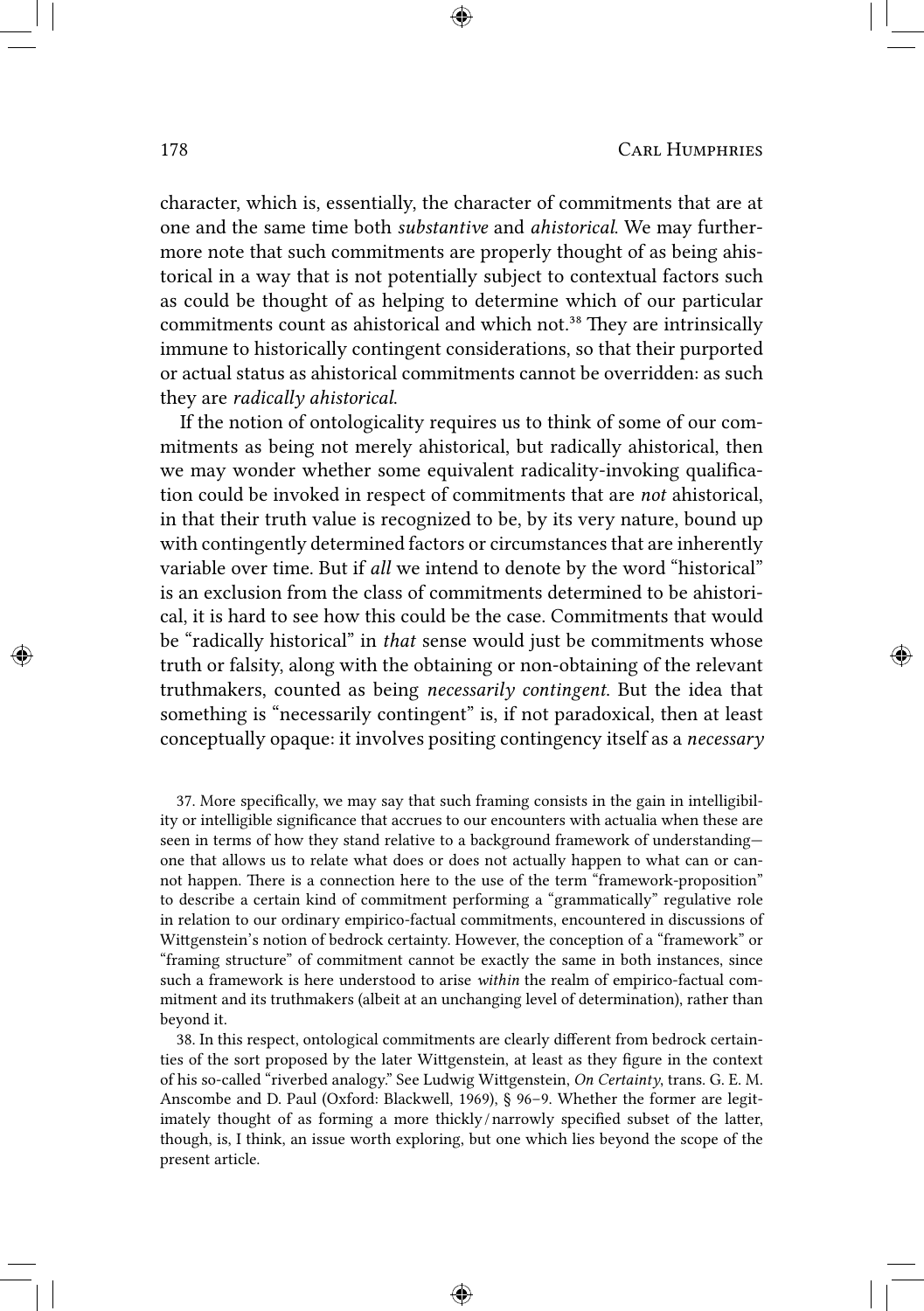character, which is, essentially, the character of commitments that are at one and the same time both *substantive* and *ahistorical*. We may furthermore note that such commitments are properly thought of as being ahistorical in a way that is not potentially subject to contextual factors such as could be thought of as helping to determine which of our particular commitments count as ahistorical and which not.[38] They are intrinsically immune to historically contingent considerations, so that their purported or actual status as ahistorical commitments cannot be overridden: as such they are *radically ahistorical*.

If the notion of ontologicality requires us to think of some of our commitments as being not merely ahistorical, but radically ahistorical, then we may wonder whether some equivalent radicality-invoking qualification could be invoked in respect of commitments that are *not* ahistorical, in that their truth value is recognized to be, by its very nature, bound up with contingently determined factors or circumstances that are inherently variable over time. But if *all* we intend to denote by the word "historical" is an exclusion from the class of commitments determined to be ahistorical, it is hard to see how this could be the case. Commitments that would be "radically historical" in *that* sense would just be commitments whose truth or falsity, along with the obtaining or non-obtaining of the relevant truthmakers, counted as being *necessarily contingent*. But the idea that something is "necessarily contingent" is, if not paradoxical, then at least conceptually opaque: it involves positing contingency itself as a *necessary*

37. More specifically, we may say that such framing consists in the gain in intelligibility or intelligible significance that accrues to our encounters with actualia when these are seen in terms of how they stand relative to a background framework of understanding—one that allows us to relate what does or does not actually happen to what can or cannot happen. There is a connection here to the use of the term "framework-proposition" to describe a certain kind of commitment performing a "grammatically" regulative role in relation to our ordinary empirico-factual commitments, encountered in discussions of Wittgenstein's notion of bedrock certainty. However, the conception of a "framework" or "framing structure" of commitment cannot be exactly the same in both instances, since such a framework is here understood to arise *within* the realm of empirico-factual commitment and its truthmakers (albeit at an unchanging level of determination), rather than beyond it.

38. In this respect, ontological commitments are clearly different from bedrock certainties of the sort proposed by the later Wittgenstein, at least as they figure in the context of his so-called "riverbed analogy." See Ludwig Wittgenstein, *On Certainty*, trans. G. E. M. Anscombe and D. Paul (Oxford: Blackwell, 1969), § 96–9. Whether the former are legitimately thought of as forming a more thickly/narrowly specified subset of the latter, though, is, I think, an issue worth exploring, but one which lies beyond the scope of the present article.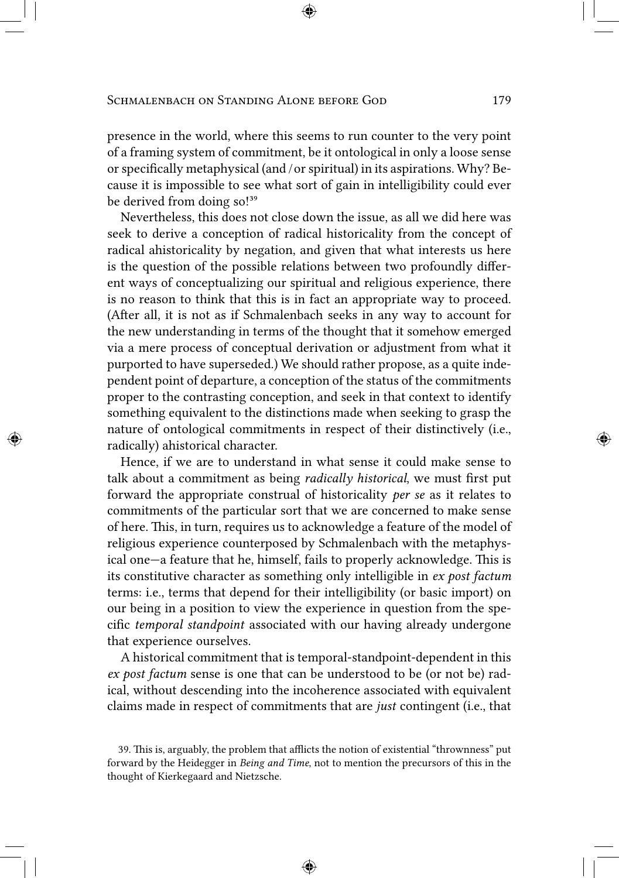presence in the world, where this seems to run counter to the very point of a framing system of commitment, be it ontological in only a loose sense or specifically metaphysical (and / or spiritual) in its aspirations. Why? Because it is impossible to see what sort of gain in intelligibility could ever be derived from doing so![39]

Nevertheless, this does not close down the issue, as all we did here was seek to derive a conception of radical historicality from the concept of radical ahistoricality by negation, and given that what interests us here is the question of the possible relations between two profoundly different ways of conceptualizing our spiritual and religious experience, there is no reason to think that this is in fact an appropriate way to proceed. (After all, it is not as if Schmalenbach seeks in any way to account for the new understanding in terms of the thought that it somehow emerged via a mere process of conceptual derivation or adjustment from what it purported to have superseded.) We should rather propose, as a quite independent point of departure, a conception of the status of the commitments proper to the contrasting conception, and seek in that context to identify something equivalent to the distinctions made when seeking to grasp the nature of ontological commitments in respect of their distinctively (i.e., radically) ahistorical character.

Hence, if we are to understand in what sense it could make sense to talk about a commitment as being *radically historical*, we must first put forward the appropriate construal of historicality *per se* as it relates to commitments of the particular sort that we are concerned to make sense of here. This, in turn, requires us to acknowledge a feature of the model of religious experience counterposed by Schmalenbach with the metaphysical one—a feature that he, himself, fails to properly acknowledge. This is its constitutive character as something only intelligible in *ex post factum* terms: i.e., terms that depend for their intelligibility (or basic import) on our being in a position to view the experience in question from the specific *temporal standpoint* associated with our having already undergone that experience ourselves.

A historical commitment that is temporal-standpoint-dependent in this *ex post factum* sense is one that can be understood to be (or not be) radical, without descending into the incoherence associated with equivalent claims made in respect of commitments that are *just* contingent (i.e., that

39. This is, arguably, the problem that afflicts the notion of existential "thrownness" put forward by the Heidegger in *Being and Time*, not to mention the precursors of this in the thought of Kierkegaard and Nietzsche.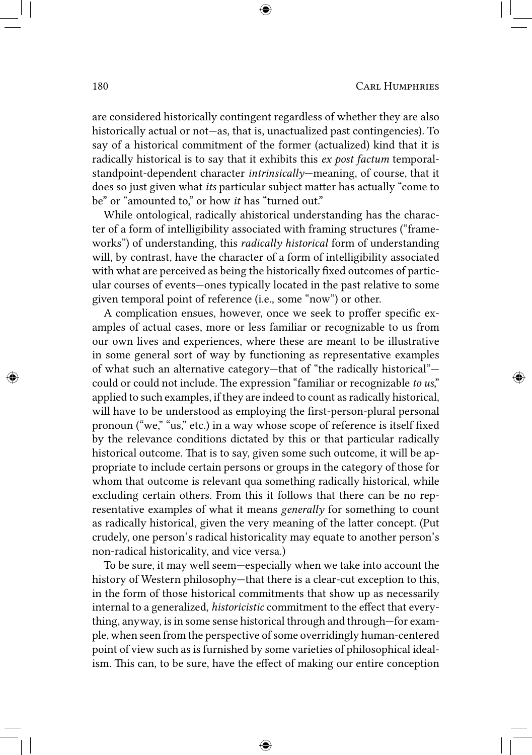are considered historically contingent regardless of whether they are also historically actual or not—as, that is, unactualized past contingencies). To say of a historical commitment of the former (actualized) kind that it is radically historical is to say that it exhibits this *ex post factum* temporal-standpoint-dependent character *intrinsically*—meaning, of course, that it does so just given what *its* particular subject matter has actually "come to be" or "amounted to," or how *it* has "turned out."

While ontological, radically ahistorical understanding has the character of a form of intelligibility associated with framing structures ("frameworks") of understanding, this *radically historical* form of understanding will, by contrast, have the character of a form of intelligibility associated with what are perceived as being the historically fixed outcomes of particular courses of events—ones typically located in the past relative to some given temporal point of reference (i.e., some "now") or other.

A complication ensues, however, once we seek to proffer specific examples of actual cases, more or less familiar or recognizable to us from our own lives and experiences, where these are meant to be illustrative in some general sort of way by functioning as representative examples of what such an alternative category—that of "the radically historical"—could or could not include. The expression "familiar or recognizable *to us*," applied to such examples, if they are indeed to count as radically historical, will have to be understood as employing the first-person-plural personal pronoun ("we," "us," etc.) in a way whose scope of reference is itself fixed by the relevance conditions dictated by this or that particular radically historical outcome. That is to say, given some such outcome, it will be appropriate to include certain persons or groups in the category of those for whom that outcome is relevant qua something radically historical, while excluding certain others. From this it follows that there can be no representative examples of what it means *generally* for something to count as radically historical, given the very meaning of the latter concept. (Put crudely, one person's radical historicality may equate to another person's non-radical historicality, and vice versa.)

To be sure, it may well seem—especially when we take into account the history of Western philosophy—that there is a clear-cut exception to this, in the form of those historical commitments that show up as necessarily internal to a generalized, *historicistic* commitment to the effect that everything, anyway, is in some sense historical through and through—for example, when seen from the perspective of some overridingly human-centered point of view such as is furnished by some varieties of philosophical idealism. This can, to be sure, have the effect of making our entire conception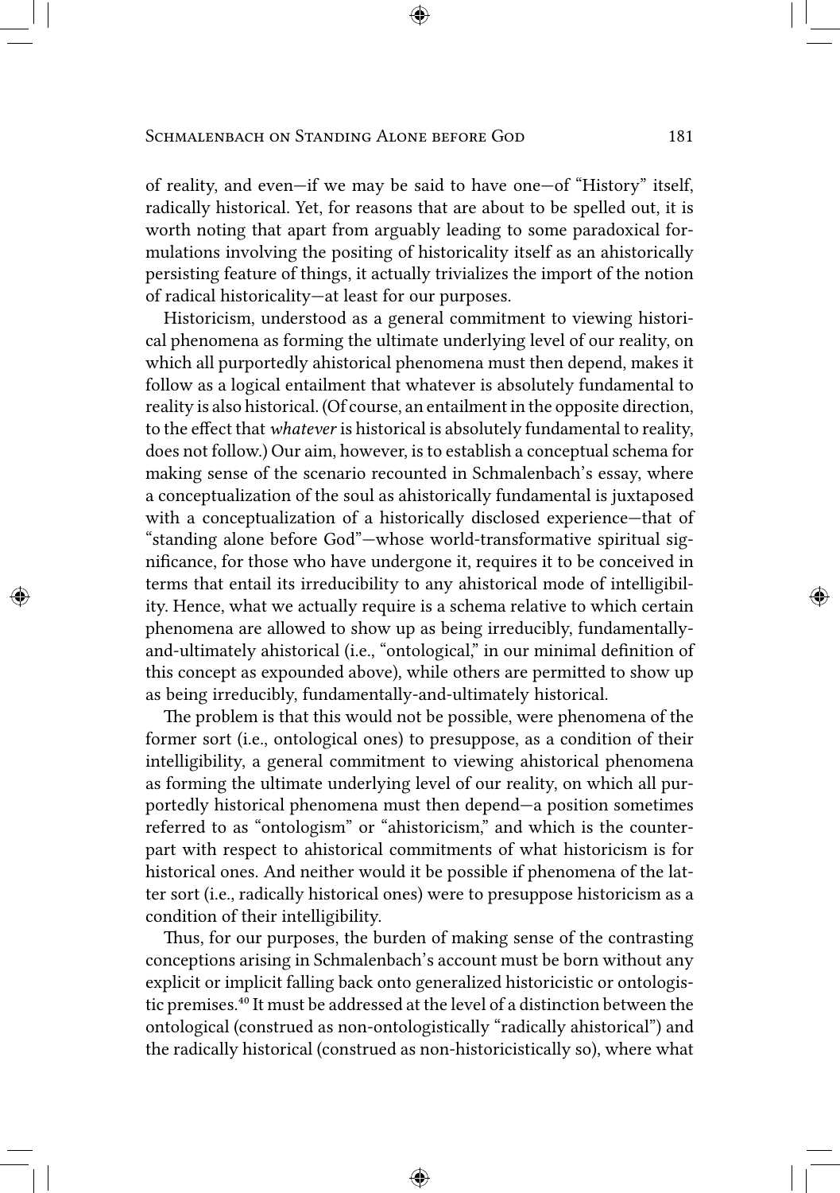of reality, and even—if we may be said to have one—of "History" itself, radically historical. Yet, for reasons that are about to be spelled out, it is worth noting that apart from arguably leading to some paradoxical formulations involving the positing of historicality itself as an ahistorically persisting feature of things, it actually trivializes the import of the notion of radical historicality—at least for our purposes.

Historicism, understood as a general commitment to viewing historical phenomena as forming the ultimate underlying level of our reality, on which all purportedly ahistorical phenomena must then depend, makes it follow as a logical entailment that whatever is absolutely fundamental to reality is also historical. (Of course, an entailment in the opposite direction, to the effect that *whatever* is historical is absolutely fundamental to reality, does not follow.) Our aim, however, is to establish a conceptual schema for making sense of the scenario recounted in Schmalenbach's essay, where a conceptualization of the soul as ahistorically fundamental is juxtaposed with a conceptualization of a historically disclosed experience—that of "standing alone before God"—whose world-transformative spiritual significance, for those who have undergone it, requires it to be conceived in terms that entail its irreducibility to any ahistorical mode of intelligibility. Hence, what we actually require is a schema relative to which certain phenomena are allowed to show up as being irreducibly, fundamentally-and-ultimately ahistorical (i.e., "ontological," in our minimal definition of this concept as expounded above), while others are permitted to show up as being irreducibly, fundamentally-and-ultimately historical.

The problem is that this would not be possible, were phenomena of the former sort (i.e., ontological ones) to presuppose, as a condition of their intelligibility, a general commitment to viewing ahistorical phenomena as forming the ultimate underlying level of our reality, on which all purportedly historical phenomena must then depend—a position sometimes referred to as "ontologism" or "ahistoricism," and which is the counterpart with respect to ahistorical commitments of what historicism is for historical ones. And neither would it be possible if phenomena of the latter sort (i.e., radically historical ones) were to presuppose historicism as a condition of their intelligibility.

Thus, for our purposes, the burden of making sense of the contrasting conceptions arising in Schmalenbach's account must be born without any explicit or implicit falling back onto generalized historicistic or ontologistic premises.[40] It must be addressed at the level of a distinction between the ontological (construed as non-ontologistically "radically ahistorical") and the radically historical (construed as non-historicistically so), where what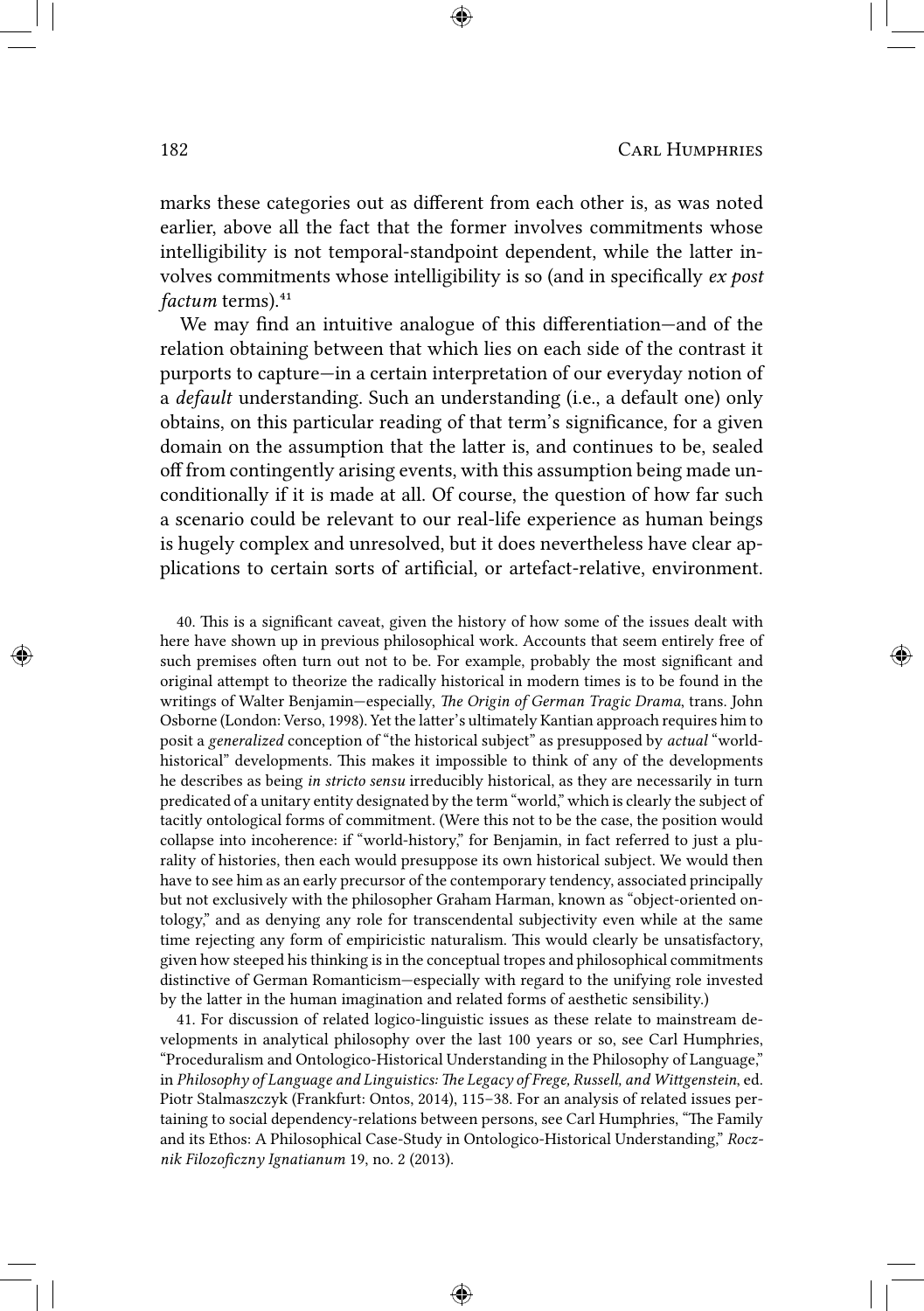marks these categories out as different from each other is, as was noted earlier, above all the fact that the former involves commitments whose intelligibility is not temporal-standpoint dependent, while the latter involves commitments whose intelligibility is so (and in specifically *ex post factum* terms).[41]

We may find an intuitive analogue of this differentiation—and of the relation obtaining between that which lies on each side of the contrast it purports to capture—in a certain interpretation of our everyday notion of a *default* understanding. Such an understanding (i.e., a default one) only obtains, on this particular reading of that term's significance, for a given domain on the assumption that the latter is, and continues to be, sealed off from contingently arising events, with this assumption being made unconditionally if it is made at all. Of course, the question of how far such a scenario could be relevant to our real-life experience as human beings is hugely complex and unresolved, but it does nevertheless have clear applications to certain sorts of artificial, or artefact-relative, environment.

40. This is a significant caveat, given the history of how some of the issues dealt with here have shown up in previous philosophical work. Accounts that seem entirely free of such premises often turn out not to be. For example, probably the most significant and original attempt to theorize the radically historical in modern times is to be found in the writings of Walter Benjamin—especially, *The Origin of German Tragic Drama*, trans. John Osborne (London: Verso, 1998). Yet the latter's ultimately Kantian approach requires him to posit a *generalized* conception of "the historical subject" as presupposed by *actual* "world-historical" developments. This makes it impossible to think of any of the developments he describes as being *in stricto sensu* irreducibly historical, as they are necessarily in turn predicated of a unitary entity designated by the term "world," which is clearly the subject of tacitly ontological forms of commitment. (Were this not to be the case, the position would collapse into incoherence: if "world-history," for Benjamin, in fact referred to just a plurality of histories, then each would presuppose its own historical subject. We would then have to see him as an early precursor of the contemporary tendency, associated principally but not exclusively with the philosopher Graham Harman, known as "object-oriented ontology," and as denying any role for transcendental subjectivity even while at the same time rejecting any form of empiricistic naturalism. This would clearly be unsatisfactory, given how steeped his thinking is in the conceptual tropes and philosophical commitments distinctive of German Romanticism—especially with regard to the unifying role invested by the latter in the human imagination and related forms of aesthetic sensibility.)

41. For discussion of related logico-linguistic issues as these relate to mainstream developments in analytical philosophy over the last 100 years or so, see Carl Humphries, "Proceduralism and Ontologico-Historical Understanding in the Philosophy of Language," in *Philosophy of Language and Linguistics: The Legacy of Frege, Russell, and Wittgenstein*, ed. Piotr Stalmaszczyk (Frankfurt: Ontos, 2014), 115–38. For an analysis of related issues pertaining to social dependency-relations between persons, see Carl Humphries, "The Family and its Ethos: A Philosophical Case-Study in Ontologico-Historical Understanding," *Rocznik Filozoficzny Ignatianum* 19, no. 2 (2013).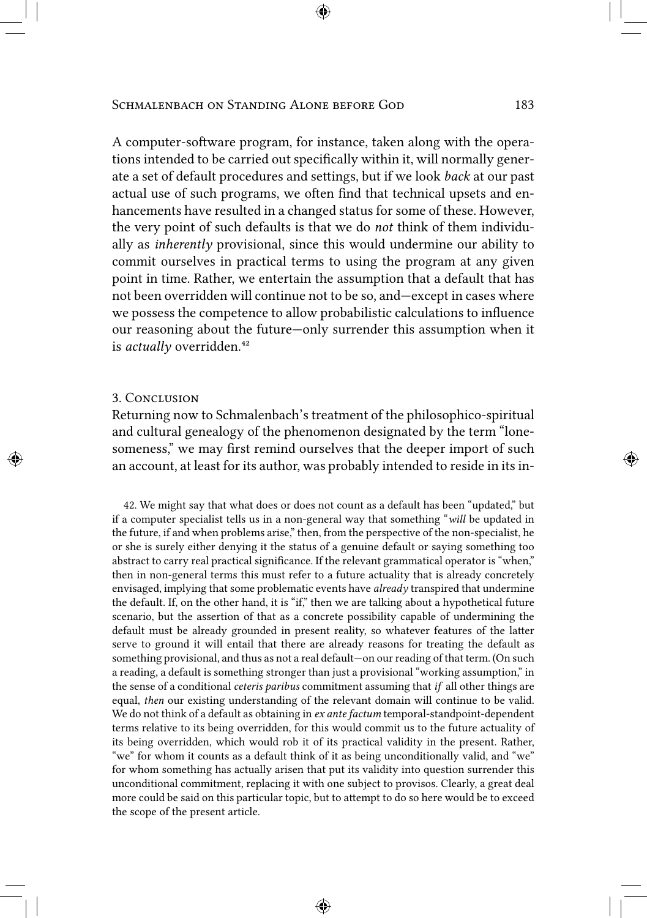A computer-software program, for instance, taken along with the operations intended to be carried out specifically within it, will normally generate a set of default procedures and settings, but if we look *back* at our past actual use of such programs, we often find that technical upsets and enhancements have resulted in a changed status for some of these. However, the very point of such defaults is that we do *not* think of them individually as *inherently* provisional, since this would undermine our ability to commit ourselves in practical terms to using the program at any given point in time. Rather, we entertain the assumption that a default that has not been overridden will continue not to be so, and—except in cases where we possess the competence to allow probabilistic calculations to influence our reasoning about the future—only surrender this assumption when it is *actually* overridden.[42]

## 3. Conclusion

Returning now to Schmalenbach's treatment of the philosophico-spiritual and cultural genealogy of the phenomenon designated by the term "lonesomeness," we may first remind ourselves that the deeper import of such an account, at least for its author, was probably intended to reside in its in-

42. We might say that what does or does not count as a default has been "updated," but if a computer specialist tells us in a non-general way that something "*will* be updated in the future, if and when problems arise," then, from the perspective of the non-specialist, he or she is surely either denying it the status of a genuine default or saying something too abstract to carry real practical significance. If the relevant grammatical operator is "when," then in non-general terms this must refer to a future actuality that is already concretely envisaged, implying that some problematic events have *already* transpired that undermine the default. If, on the other hand, it is "if," then we are talking about a hypothetical future scenario, but the assertion of that as a concrete possibility capable of undermining the default must be already grounded in present reality, so whatever features of the latter serve to ground it will entail that there are already reasons for treating the default as something provisional, and thus as not a real default—on our reading of that term. (On such a reading, a default is something stronger than just a provisional "working assumption," in the sense of a conditional *ceteris paribus* commitment assuming that *if* all other things are equal, *then* our existing understanding of the relevant domain will continue to be valid. We do not think of a default as obtaining in *ex ante factum* temporal-standpoint-dependent terms relative to its being overridden, for this would commit us to the future actuality of its being overridden, which would rob it of its practical validity in the present. Rather, "we" for whom it counts as a default think of it as being unconditionally valid, and "we" for whom something has actually arisen that put its validity into question surrender this unconditional commitment, replacing it with one subject to provisos. Clearly, a great deal more could be said on this particular topic, but to attempt to do so here would be to exceed the scope of the present article.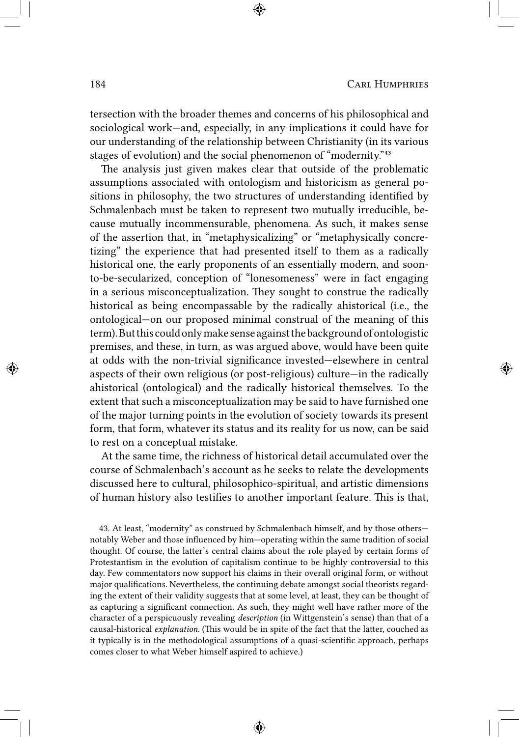tersection with the broader themes and concerns of his philosophical and sociological work—and, especially, in any implications it could have for our understanding of the relationship between Christianity (in its various stages of evolution) and the social phenomenon of "modernity."[43]

The analysis just given makes clear that outside of the problematic assumptions associated with ontologism and historicism as general positions in philosophy, the two structures of understanding identified by Schmalenbach must be taken to represent two mutually irreducible, because mutually incommensurable, phenomena. As such, it makes sense of the assertion that, in "metaphysicalizing" or "metaphysically concretizing" the experience that had presented itself to them as a radically historical one, the early proponents of an essentially modern, and soon-to-be-secularized, conception of "lonesomeness" were in fact engaging in a serious misconceptualization. They sought to construe the radically historical as being encompassable by the radically ahistorical (i.e., the ontological—on our proposed minimal construal of the meaning of this term). But this could only make sense against the background of ontologistic premises, and these, in turn, as was argued above, would have been quite at odds with the non-trivial significance invested—elsewhere in central aspects of their own religious (or post-religious) culture—in the radically ahistorical (ontological) and the radically historical themselves. To the extent that such a misconceptualization may be said to have furnished one of the major turning points in the evolution of society towards its present form, that form, whatever its status and its reality for us now, can be said to rest on a conceptual mistake.

At the same time, the richness of historical detail accumulated over the course of Schmalenbach's account as he seeks to relate the developments discussed here to cultural, philosophico-spiritual, and artistic dimensions of human history also testifies to another important feature. This is that,

43. At least, "modernity" as construed by Schmalenbach himself, and by those others—notably Weber and those influenced by him—operating within the same tradition of social thought. Of course, the latter's central claims about the role played by certain forms of Protestantism in the evolution of capitalism continue to be highly controversial to this day. Few commentators now support his claims in their overall original form, or without major qualifications. Nevertheless, the continuing debate amongst social theorists regarding the extent of their validity suggests that at some level, at least, they can be thought of as capturing a significant connection. As such, they might well have rather more of the character of a perspicuously revealing *description* (in Wittgenstein's sense) than that of a causal-historical *explanation*. (This would be in spite of the fact that the latter, couched as it typically is in the methodological assumptions of a quasi-scientific approach, perhaps comes closer to what Weber himself aspired to achieve.)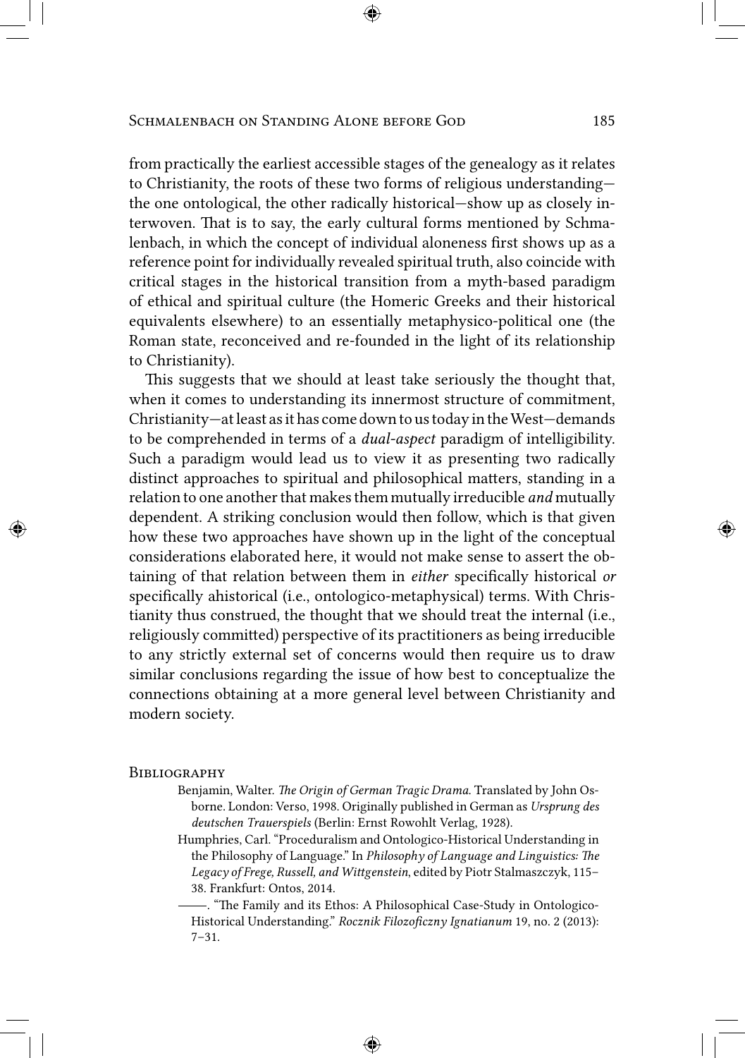from practically the earliest accessible stages of the genealogy as it relates to Christianity, the roots of these two forms of religious understanding—the one ontological, the other radically historical—show up as closely interwoven. That is to say, the early cultural forms mentioned by Schmalenbach, in which the concept of individual aloneness first shows up as a reference point for individually revealed spiritual truth, also coincide with critical stages in the historical transition from a myth-based paradigm of ethical and spiritual culture (the Homeric Greeks and their historical equivalents elsewhere) to an essentially metaphysico-political one (the Roman state, reconceived and re-founded in the light of its relationship to Christianity).

This suggests that we should at least take seriously the thought that, when it comes to understanding its innermost structure of commitment, Christianity—at least as it has come down to us today in the West—demands to be comprehended in terms of a *dual-aspect* paradigm of intelligibility. Such a paradigm would lead us to view it as presenting two radically distinct approaches to spiritual and philosophical matters, standing in a relation to one another that makes them mutually irreducible *and* mutually dependent. A striking conclusion would then follow, which is that given how these two approaches have shown up in the light of the conceptual considerations elaborated here, it would not make sense to assert the obtaining of that relation between them in *either* specifically historical *or* specifically ahistorical (i.e., ontologico-metaphysical) terms. With Christianity thus construed, the thought that we should treat the internal (i.e., religiously committed) perspective of its practitioners as being irreducible to any strictly external set of concerns would then require us to draw similar conclusions regarding the issue of how best to conceptualize the connections obtaining at a more general level between Christianity and modern society.

## Bibliography

Benjamin, Walter. *The Origin of German Tragic Drama*. Translated by John Osborne. London: Verso, 1998. Originally published in German as *Ursprung des deutschen Trauerspiels* (Berlin: Ernst Rowohlt Verlag, 1928).

Humphries, Carl. "Proceduralism and Ontologico-Historical Understanding in the Philosophy of Language." In *Philosophy of Language and Linguistics: The Legacy of Frege, Russell, and Wittgenstein*, edited by Piotr Stalmaszczyk, 115–38. Frankfurt: Ontos, 2014.

———. "The Family and its Ethos: A Philosophical Case-Study in Ontologico-Historical Understanding." *Rocznik Filozoficzny Ignatianum* 19, no. 2 (2013): 7–31.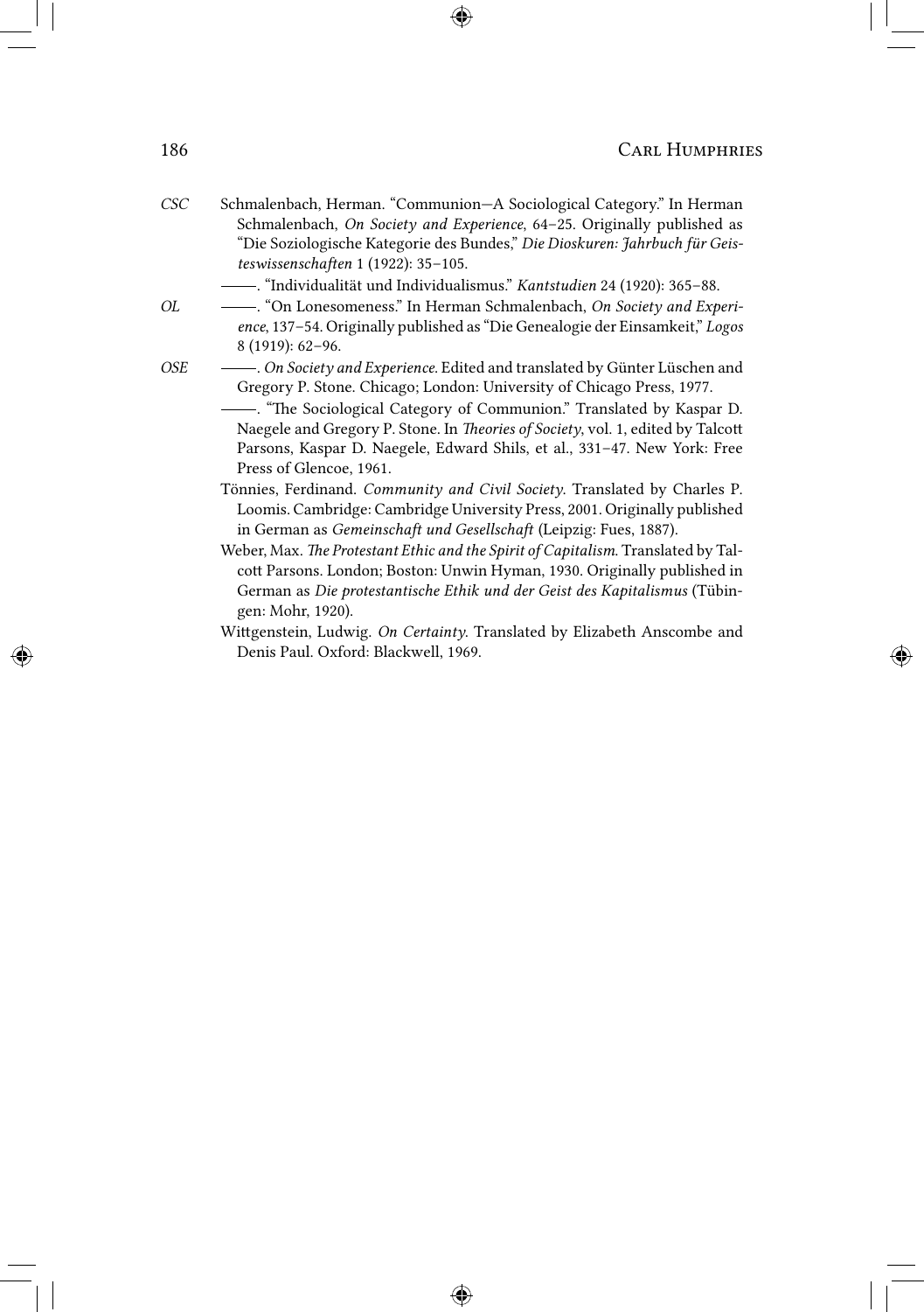*CSC* Schmalenbach, Herman. "Communion—A Sociological Category." In Herman Schmalenbach, *On Society and Experience*, 64–25. Originally published as "Die Soziologische Kategorie des Bundes," *Die Dioskuren: Jahrbuch für Geisteswissenschaften* 1 (1922): 35–105.

——. "Individualität und Individualismus." *Kantstudien* 24 (1920): 365–88.

*OL* ——. "On Lonesomeness." In Herman Schmalenbach, *On Society and Experience*, 137–54. Originally published as "Die Genealogie der Einsamkeit," *Logos* 8 (1919): 62–96.

*OSE* ——. *On Society and Experience*. Edited and translated by Günter Lüschen and Gregory P. Stone. Chicago; London: University of Chicago Press, 1977.

——. "The Sociological Category of Communion." Translated by Kaspar D. Naegele and Gregory P. Stone. In *Theories of Society*, vol. 1, edited by Talcott Parsons, Kaspar D. Naegele, Edward Shils, et al., 331–47. New York: Free Press of Glencoe, 1961.

Tönnies, Ferdinand. *Community and Civil Society*. Translated by Charles P. Loomis. Cambridge: Cambridge University Press, 2001. Originally published in German as *Gemeinschaft und Gesellschaft* (Leipzig: Fues, 1887).

Weber, Max. *The Protestant Ethic and the Spirit of Capitalism*. Translated by Talcott Parsons. London; Boston: Unwin Hyman, 1930. Originally published in German as *Die protestantische Ethik und der Geist des Kapitalismus* (Tübingen: Mohr, 1920).

Wittgenstein, Ludwig. *On Certainty*. Translated by Elizabeth Anscombe and Denis Paul. Oxford: Blackwell, 1969.